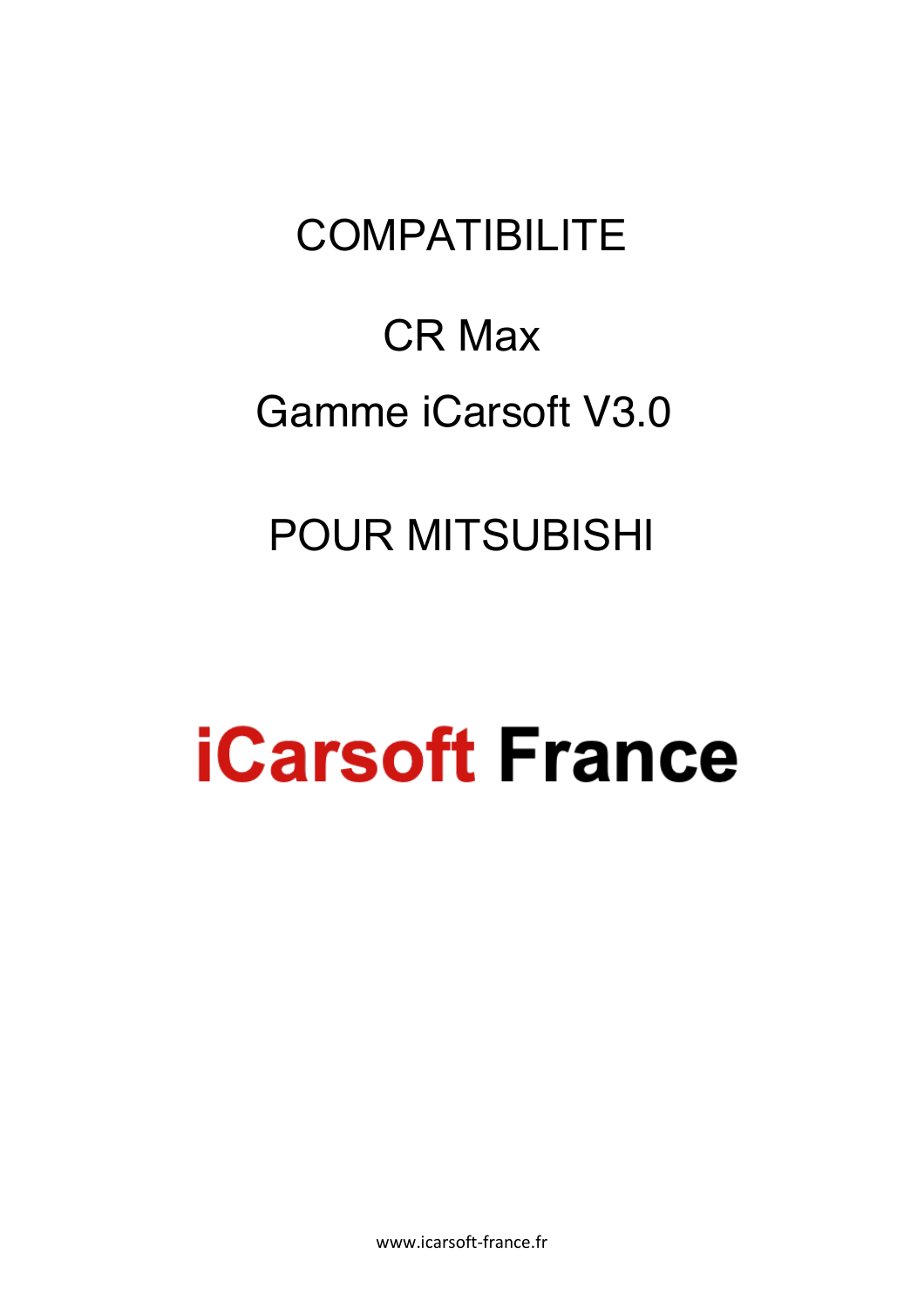# COMPATIBILITE

## CR Max

## Gamme iCarsoft V3.0

## POUR MITSUBISHI

**iCarsoft France**

www.icarsoft-france.fr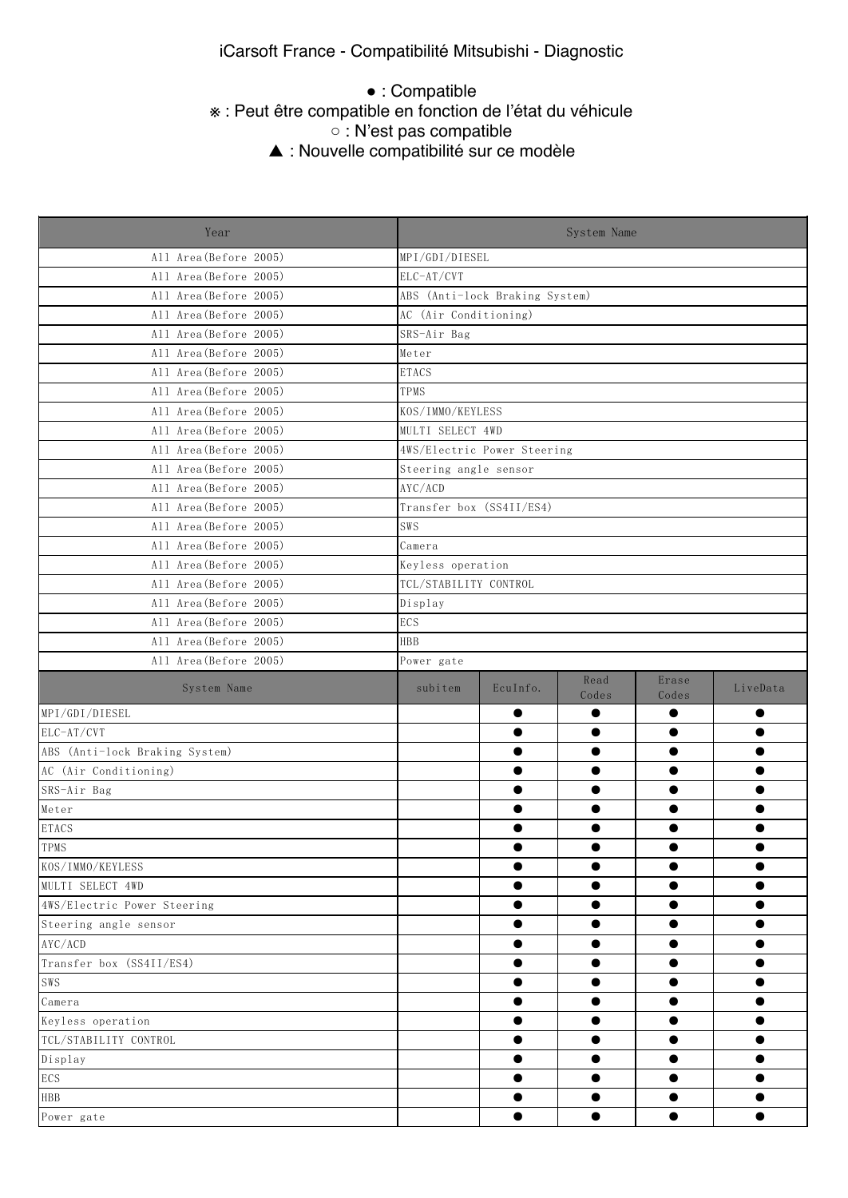iCarsoft France - Compatibilité Mitsubishi - Diagnostic

● : Compatible
※ : Peut être compatible en fonction de l'état du véhicule
○ : N'est pas compatible
▲ : Nouvelle compatibilité sur ce modèle

| Year | System Name |
|---|---|
| All Area(Before 2005) | MPI/GDI/DIESEL |
| All Area(Before 2005) | ELC-AT/CVT |
| All Area(Before 2005) | ABS (Anti-lock Braking System) |
| All Area(Before 2005) | AC (Air Conditioning) |
| All Area(Before 2005) | SRS-Air Bag |
| All Area(Before 2005) | Meter |
| All Area(Before 2005) | ETACS |
| All Area(Before 2005) | TPMS |
| All Area(Before 2005) | KOS/IMMO/KEYLESS |
| All Area(Before 2005) | MULTI SELECT 4WD |
| All Area(Before 2005) | 4WS/Electric Power Steering |
| All Area(Before 2005) | Steering angle sensor |
| All Area(Before 2005) | AYC/ACD |
| All Area(Before 2005) | Transfer box (SS4II/ES4) |
| All Area(Before 2005) | SWS |
| All Area(Before 2005) | Camera |
| All Area(Before 2005) | Keyless operation |
| All Area(Before 2005) | TCL/STABILITY CONTROL |
| All Area(Before 2005) | Display |
| All Area(Before 2005) | ECS |
| All Area(Before 2005) | HBB |
| All Area(Before 2005) | Power gate |

| System Name | subitem | EcuInfo. | Read Codes | Erase Codes | LiveData |
|---|---|---|---|---|---|
| MPI/GDI/DIESEL | | ● | ● | ● | ● |
| ELC-AT/CVT | | ● | ● | ● | ● |
| ABS (Anti-lock Braking System) | | ● | ● | ● | ● |
| AC (Air Conditioning) | | ● | ● | ● | ● |
| SRS-Air Bag | | ● | ● | ● | ● |
| Meter | | ● | ● | ● | ● |
| ETACS | | ● | ● | ● | ● |
| TPMS | | ● | ● | ● | ● |
| KOS/IMMO/KEYLESS | | ● | ● | ● | ● |
| MULTI SELECT 4WD | | ● | ● | ● | ● |
| 4WS/Electric Power Steering | | ● | ● | ● | ● |
| Steering angle sensor | | ● | ● | ● | ● |
| AYC/ACD | | ● | ● | ● | ● |
| Transfer box (SS4II/ES4) | | ● | ● | ● | ● |
| SWS | | ● | ● | ● | ● |
| Camera | | ● | ● | ● | ● |
| Keyless operation | | ● | ● | ● | ● |
| TCL/STABILITY CONTROL | | ● | ● | ● | ● |
| Display | | ● | ● | ● | ● |
| ECS | | ● | ● | ● | ● |
| HBB | | ● | ● | ● | ● |
| Power gate | | ● | ● | ● | ● |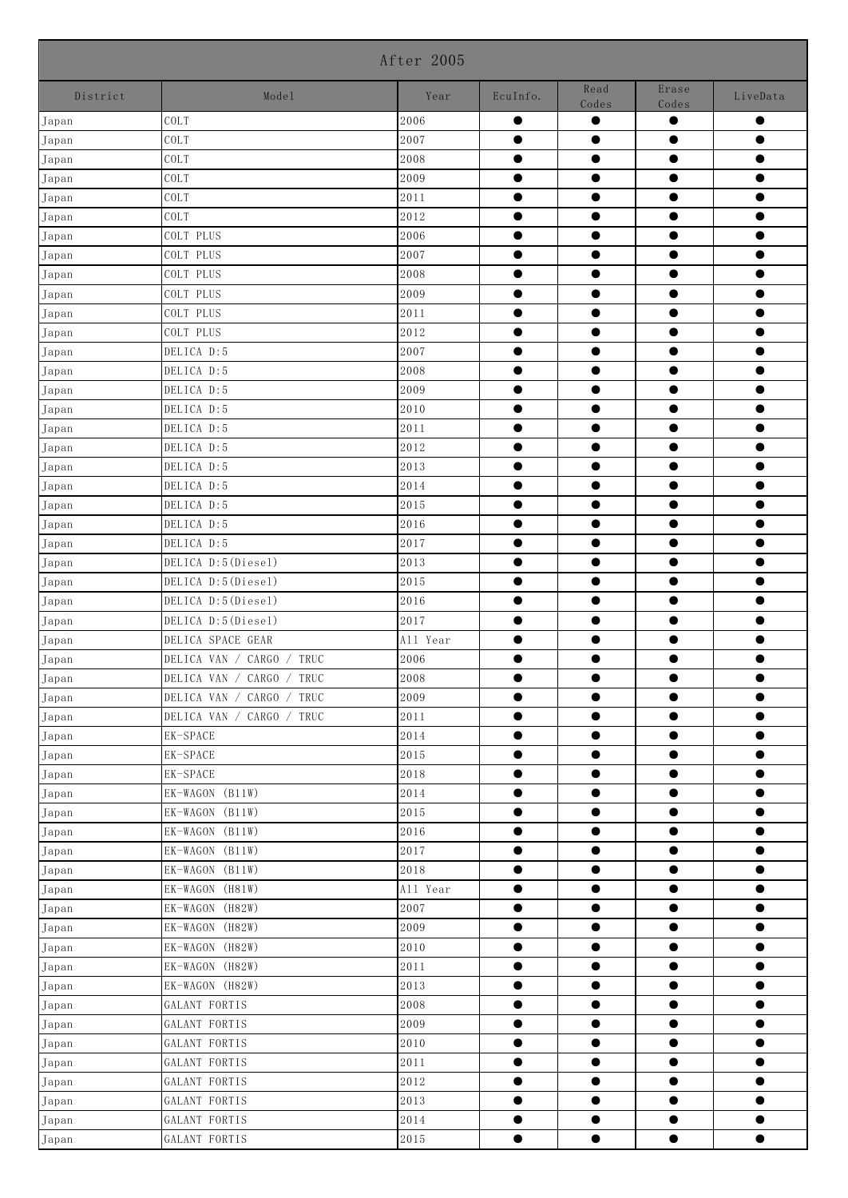| After 2005 | | | | | | |
|---|---|---|---|---|---|---|
| District | Model | Year | EcuInfo. | Read Codes | Erase Codes | LiveData |
| Japan | COLT | 2006 | ● | ● | ● | ● |
| Japan | COLT | 2007 | ● | ● | ● | ● |
| Japan | COLT | 2008 | ● | ● | ● | ● |
| Japan | COLT | 2009 | ● | ● | ● | ● |
| Japan | COLT | 2011 | ● | ● | ● | ● |
| Japan | COLT | 2012 | ● | ● | ● | ● |
| Japan | COLT PLUS | 2006 | ● | ● | ● | ● |
| Japan | COLT PLUS | 2007 | ● | ● | ● | ● |
| Japan | COLT PLUS | 2008 | ● | ● | ● | ● |
| Japan | COLT PLUS | 2009 | ● | ● | ● | ● |
| Japan | COLT PLUS | 2011 | ● | ● | ● | ● |
| Japan | COLT PLUS | 2012 | ● | ● | ● | ● |
| Japan | DELICA D:5 | 2007 | ● | ● | ● | ● |
| Japan | DELICA D:5 | 2008 | ● | ● | ● | ● |
| Japan | DELICA D:5 | 2009 | ● | ● | ● | ● |
| Japan | DELICA D:5 | 2010 | ● | ● | ● | ● |
| Japan | DELICA D:5 | 2011 | ● | ● | ● | ● |
| Japan | DELICA D:5 | 2012 | ● | ● | ● | ● |
| Japan | DELICA D:5 | 2013 | ● | ● | ● | ● |
| Japan | DELICA D:5 | 2014 | ● | ● | ● | ● |
| Japan | DELICA D:5 | 2015 | ● | ● | ● | ● |
| Japan | DELICA D:5 | 2016 | ● | ● | ● | ● |
| Japan | DELICA D:5 | 2017 | ● | ● | ● | ● |
| Japan | DELICA D:5(Diesel) | 2013 | ● | ● | ● | ● |
| Japan | DELICA D:5(Diesel) | 2015 | ● | ● | ● | ● |
| Japan | DELICA D:5(Diesel) | 2016 | ● | ● | ● | ● |
| Japan | DELICA D:5(Diesel) | 2017 | ● | ● | ● | ● |
| Japan | DELICA SPACE GEAR | All Year | ● | ● | ● | ● |
| Japan | DELICA VAN / CARGO / TRUC | 2006 | ● | ● | ● | ● |
| Japan | DELICA VAN / CARGO / TRUC | 2008 | ● | ● | ● | ● |
| Japan | DELICA VAN / CARGO / TRUC | 2009 | ● | ● | ● | ● |
| Japan | DELICA VAN / CARGO / TRUC | 2011 | ● | ● | ● | ● |
| Japan | EK-SPACE | 2014 | ● | ● | ● | ● |
| Japan | EK-SPACE | 2015 | ● | ● | ● | ● |
| Japan | EK-SPACE | 2018 | ● | ● | ● | ● |
| Japan | EK-WAGON (B11W) | 2014 | ● | ● | ● | ● |
| Japan | EK-WAGON (B11W) | 2015 | ● | ● | ● | ● |
| Japan | EK-WAGON (B11W) | 2016 | ● | ● | ● | ● |
| Japan | EK-WAGON (B11W) | 2017 | ● | ● | ● | ● |
| Japan | EK-WAGON (B11W) | 2018 | ● | ● | ● | ● |
| Japan | EK-WAGON (H81W) | All Year | ● | ● | ● | ● |
| Japan | EK-WAGON (H82W) | 2007 | ● | ● | ● | ● |
| Japan | EK-WAGON (H82W) | 2009 | ● | ● | ● | ● |
| Japan | EK-WAGON (H82W) | 2010 | ● | ● | ● | ● |
| Japan | EK-WAGON (H82W) | 2011 | ● | ● | ● | ● |
| Japan | EK-WAGON (H82W) | 2013 | ● | ● | ● | ● |
| Japan | GALANT FORTIS | 2008 | ● | ● | ● | ● |
| Japan | GALANT FORTIS | 2009 | ● | ● | ● | ● |
| Japan | GALANT FORTIS | 2010 | ● | ● | ● | ● |
| Japan | GALANT FORTIS | 2011 | ● | ● | ● | ● |
| Japan | GALANT FORTIS | 2012 | ● | ● | ● | ● |
| Japan | GALANT FORTIS | 2013 | ● | ● | ● | ● |
| Japan | GALANT FORTIS | 2014 | ● | ● | ● | ● |
| Japan | GALANT FORTIS | 2015 | ● | ● | ● | ● |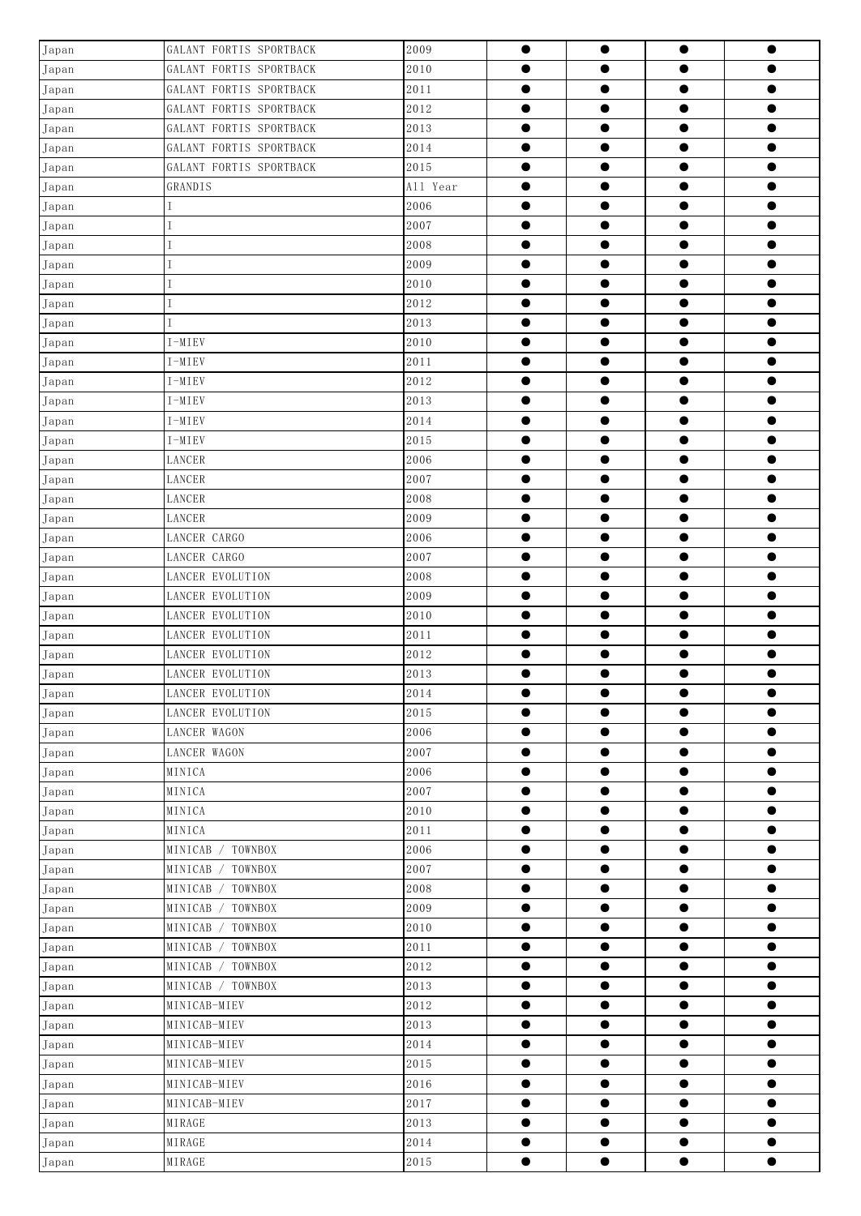| Japan | GALANT FORTIS SPORTBACK | 2009 | ● | ● | ● | ● |
|---|---|---|---|---|---|---|
| Japan | GALANT FORTIS SPORTBACK | 2010 | ● | ● | ● | ● |
| Japan | GALANT FORTIS SPORTBACK | 2011 | ● | ● | ● | ● |
| Japan | GALANT FORTIS SPORTBACK | 2012 | ● | ● | ● | ● |
| Japan | GALANT FORTIS SPORTBACK | 2013 | ● | ● | ● | ● |
| Japan | GALANT FORTIS SPORTBACK | 2014 | ● | ● | ● | ● |
| Japan | GALANT FORTIS SPORTBACK | 2015 | ● | ● | ● | ● |
| Japan | GRANDIS | All Year | ● | ● | ● | ● |
| Japan | I | 2006 | ● | ● | ● | ● |
| Japan | I | 2007 | ● | ● | ● | ● |
| Japan | I | 2008 | ● | ● | ● | ● |
| Japan | I | 2009 | ● | ● | ● | ● |
| Japan | I | 2010 | ● | ● | ● | ● |
| Japan | I | 2012 | ● | ● | ● | ● |
| Japan | I | 2013 | ● | ● | ● | ● |
| Japan | I-MIEV | 2010 | ● | ● | ● | ● |
| Japan | I-MIEV | 2011 | ● | ● | ● | ● |
| Japan | I-MIEV | 2012 | ● | ● | ● | ● |
| Japan | I-MIEV | 2013 | ● | ● | ● | ● |
| Japan | I-MIEV | 2014 | ● | ● | ● | ● |
| Japan | I-MIEV | 2015 | ● | ● | ● | ● |
| Japan | LANCER | 2006 | ● | ● | ● | ● |
| Japan | LANCER | 2007 | ● | ● | ● | ● |
| Japan | LANCER | 2008 | ● | ● | ● | ● |
| Japan | LANCER | 2009 | ● | ● | ● | ● |
| Japan | LANCER CARGO | 2006 | ● | ● | ● | ● |
| Japan | LANCER CARGO | 2007 | ● | ● | ● | ● |
| Japan | LANCER EVOLUTION | 2008 | ● | ● | ● | ● |
| Japan | LANCER EVOLUTION | 2009 | ● | ● | ● | ● |
| Japan | LANCER EVOLUTION | 2010 | ● | ● | ● | ● |
| Japan | LANCER EVOLUTION | 2011 | ● | ● | ● | ● |
| Japan | LANCER EVOLUTION | 2012 | ● | ● | ● | ● |
| Japan | LANCER EVOLUTION | 2013 | ● | ● | ● | ● |
| Japan | LANCER EVOLUTION | 2014 | ● | ● | ● | ● |
| Japan | LANCER EVOLUTION | 2015 | ● | ● | ● | ● |
| Japan | LANCER WAGON | 2006 | ● | ● | ● | ● |
| Japan | LANCER WAGON | 2007 | ● | ● | ● | ● |
| Japan | MINICA | 2006 | ● | ● | ● | ● |
| Japan | MINICA | 2007 | ● | ● | ● | ● |
| Japan | MINICA | 2010 | ● | ● | ● | ● |
| Japan | MINICA | 2011 | ● | ● | ● | ● |
| Japan | MINICAB / TOWNBOX | 2006 | ● | ● | ● | ● |
| Japan | MINICAB / TOWNBOX | 2007 | ● | ● | ● | ● |
| Japan | MINICAB / TOWNBOX | 2008 | ● | ● | ● | ● |
| Japan | MINICAB / TOWNBOX | 2009 | ● | ● | ● | ● |
| Japan | MINICAB / TOWNBOX | 2010 | ● | ● | ● | ● |
| Japan | MINICAB / TOWNBOX | 2011 | ● | ● | ● | ● |
| Japan | MINICAB / TOWNBOX | 2012 | ● | ● | ● | ● |
| Japan | MINICAB / TOWNBOX | 2013 | ● | ● | ● | ● |
| Japan | MINICAB-MIEV | 2012 | ● | ● | ● | ● |
| Japan | MINICAB-MIEV | 2013 | ● | ● | ● | ● |
| Japan | MINICAB-MIEV | 2014 | ● | ● | ● | ● |
| Japan | MINICAB-MIEV | 2015 | ● | ● | ● | ● |
| Japan | MINICAB-MIEV | 2016 | ● | ● | ● | ● |
| Japan | MINICAB-MIEV | 2017 | ● | ● | ● | ● |
| Japan | MIRAGE | 2013 | ● | ● | ● | ● |
| Japan | MIRAGE | 2014 | ● | ● | ● | ● |
| Japan | MIRAGE | 2015 | ● | ● | ● | ● |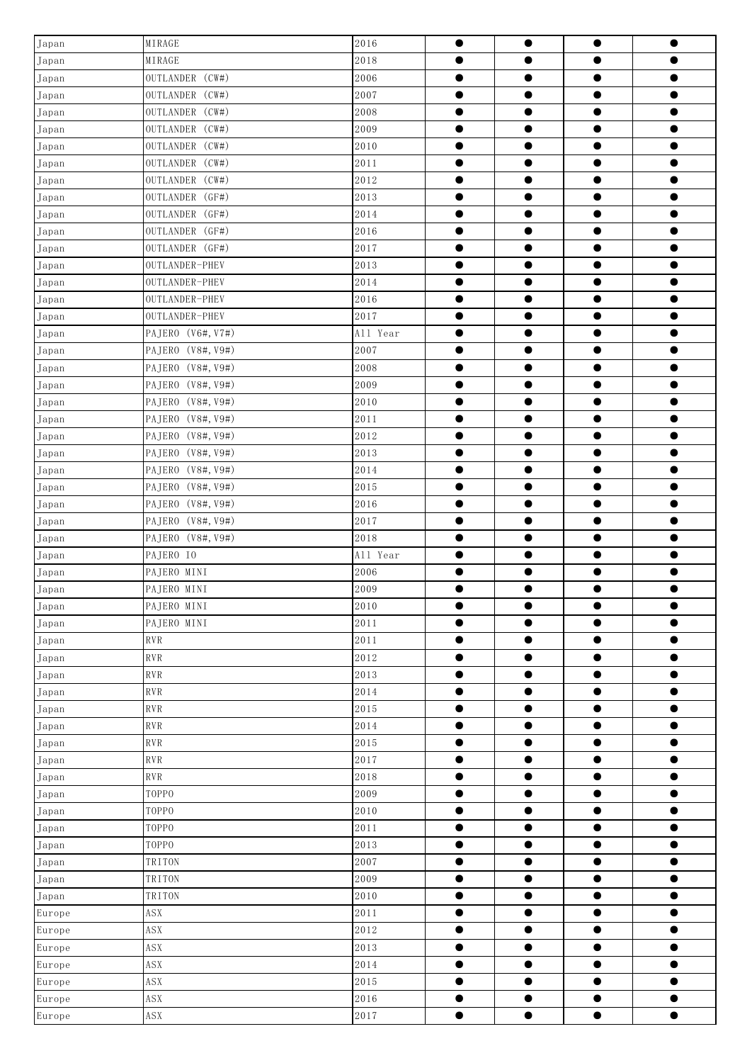| | | | | | | |
|---|---|---|---|---|---|---|
| Japan | MIRAGE | 2016 | ● | ● | ● | ● |
| Japan | MIRAGE | 2018 | ● | ● | ● | ● |
| Japan | OUTLANDER (CW#) | 2006 | ● | ● | ● | ● |
| Japan | OUTLANDER (CW#) | 2007 | ● | ● | ● | ● |
| Japan | OUTLANDER (CW#) | 2008 | ● | ● | ● | ● |
| Japan | OUTLANDER (CW#) | 2009 | ● | ● | ● | ● |
| Japan | OUTLANDER (CW#) | 2010 | ● | ● | ● | ● |
| Japan | OUTLANDER (CW#) | 2011 | ● | ● | ● | ● |
| Japan | OUTLANDER (CW#) | 2012 | ● | ● | ● | ● |
| Japan | OUTLANDER (GF#) | 2013 | ● | ● | ● | ● |
| Japan | OUTLANDER (GF#) | 2014 | ● | ● | ● | ● |
| Japan | OUTLANDER (GF#) | 2016 | ● | ● | ● | ● |
| Japan | OUTLANDER (GF#) | 2017 | ● | ● | ● | ● |
| Japan | OUTLANDER-PHEV | 2013 | ● | ● | ● | ● |
| Japan | OUTLANDER-PHEV | 2014 | ● | ● | ● | ● |
| Japan | OUTLANDER-PHEV | 2016 | ● | ● | ● | ● |
| Japan | OUTLANDER-PHEV | 2017 | ● | ● | ● | ● |
| Japan | PAJERO (V6#, V7#) | All Year | ● | ● | ● | ● |
| Japan | PAJERO (V8#, V9#) | 2007 | ● | ● | ● | ● |
| Japan | PAJERO (V8#, V9#) | 2008 | ● | ● | ● | ● |
| Japan | PAJERO (V8#, V9#) | 2009 | ● | ● | ● | ● |
| Japan | PAJERO (V8#, V9#) | 2010 | ● | ● | ● | ● |
| Japan | PAJERO (V8#, V9#) | 2011 | ● | ● | ● | ● |
| Japan | PAJERO (V8#, V9#) | 2012 | ● | ● | ● | ● |
| Japan | PAJERO (V8#, V9#) | 2013 | ● | ● | ● | ● |
| Japan | PAJERO (V8#, V9#) | 2014 | ● | ● | ● | ● |
| Japan | PAJERO (V8#, V9#) | 2015 | ● | ● | ● | ● |
| Japan | PAJERO (V8#, V9#) | 2016 | ● | ● | ● | ● |
| Japan | PAJERO (V8#, V9#) | 2017 | ● | ● | ● | ● |
| Japan | PAJERO (V8#, V9#) | 2018 | ● | ● | ● | ● |
| Japan | PAJERO IO | All Year | ● | ● | ● | ● |
| Japan | PAJERO MINI | 2006 | ● | ● | ● | ● |
| Japan | PAJERO MINI | 2009 | ● | ● | ● | ● |
| Japan | PAJERO MINI | 2010 | ● | ● | ● | ● |
| Japan | PAJERO MINI | 2011 | ● | ● | ● | ● |
| Japan | RVR | 2011 | ● | ● | ● | ● |
| Japan | RVR | 2012 | ● | ● | ● | ● |
| Japan | RVR | 2013 | ● | ● | ● | ● |
| Japan | RVR | 2014 | ● | ● | ● | ● |
| Japan | RVR | 2015 | ● | ● | ● | ● |
| Japan | RVR | 2014 | ● | ● | ● | ● |
| Japan | RVR | 2015 | ● | ● | ● | ● |
| Japan | RVR | 2017 | ● | ● | ● | ● |
| Japan | RVR | 2018 | ● | ● | ● | ● |
| Japan | TOPPO | 2009 | ● | ● | ● | ● |
| Japan | TOPPO | 2010 | ● | ● | ● | ● |
| Japan | TOPPO | 2011 | ● | ● | ● | ● |
| Japan | TOPPO | 2013 | ● | ● | ● | ● |
| Japan | TRITON | 2007 | ● | ● | ● | ● |
| Japan | TRITON | 2009 | ● | ● | ● | ● |
| Japan | TRITON | 2010 | ● | ● | ● | ● |
| Europe | ASX | 2011 | ● | ● | ● | ● |
| Europe | ASX | 2012 | ● | ● | ● | ● |
| Europe | ASX | 2013 | ● | ● | ● | ● |
| Europe | ASX | 2014 | ● | ● | ● | ● |
| Europe | ASX | 2015 | ● | ● | ● | ● |
| Europe | ASX | 2016 | ● | ● | ● | ● |
| Europe | ASX | 2017 | ● | ● | ● | ● |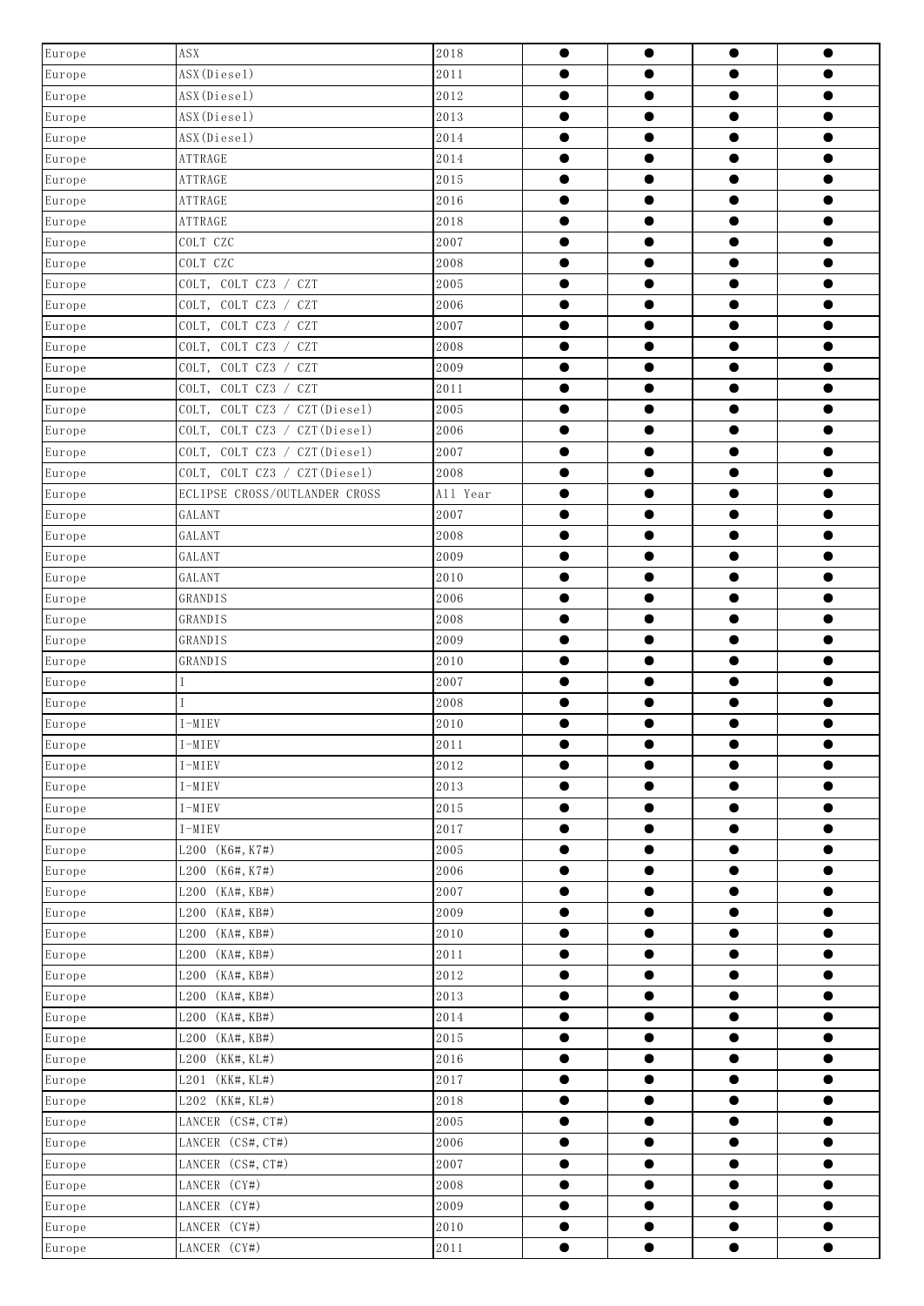| Europe | ASX | 2018 | ● | ● | ● | ● |
|---|---|---|---|---|---|---|
| Europe | ASX(Diesel) | 2011 | ● | ● | ● | ● |
| Europe | ASX(Diesel) | 2012 | ● | ● | ● | ● |
| Europe | ASX(Diesel) | 2013 | ● | ● | ● | ● |
| Europe | ASX(Diesel) | 2014 | ● | ● | ● | ● |
| Europe | ATTRAGE | 2014 | ● | ● | ● | ● |
| Europe | ATTRAGE | 2015 | ● | ● | ● | ● |
| Europe | ATTRAGE | 2016 | ● | ● | ● | ● |
| Europe | ATTRAGE | 2018 | ● | ● | ● | ● |
| Europe | COLT CZC | 2007 | ● | ● | ● | ● |
| Europe | COLT CZC | 2008 | ● | ● | ● | ● |
| Europe | COLT, COLT CZ3 / CZT | 2005 | ● | ● | ● | ● |
| Europe | COLT, COLT CZ3 / CZT | 2006 | ● | ● | ● | ● |
| Europe | COLT, COLT CZ3 / CZT | 2007 | ● | ● | ● | ● |
| Europe | COLT, COLT CZ3 / CZT | 2008 | ● | ● | ● | ● |
| Europe | COLT, COLT CZ3 / CZT | 2009 | ● | ● | ● | ● |
| Europe | COLT, COLT CZ3 / CZT | 2011 | ● | ● | ● | ● |
| Europe | COLT, COLT CZ3 / CZT(Diesel) | 2005 | ● | ● | ● | ● |
| Europe | COLT, COLT CZ3 / CZT(Diesel) | 2006 | ● | ● | ● | ● |
| Europe | COLT, COLT CZ3 / CZT(Diesel) | 2007 | ● | ● | ● | ● |
| Europe | COLT, COLT CZ3 / CZT(Diesel) | 2008 | ● | ● | ● | ● |
| Europe | ECLIPSE CROSS/OUTLANDER CROSS | All Year | ● | ● | ● | ● |
| Europe | GALANT | 2007 | ● | ● | ● | ● |
| Europe | GALANT | 2008 | ● | ● | ● | ● |
| Europe | GALANT | 2009 | ● | ● | ● | ● |
| Europe | GALANT | 2010 | ● | ● | ● | ● |
| Europe | GRANDIS | 2006 | ● | ● | ● | ● |
| Europe | GRANDIS | 2008 | ● | ● | ● | ● |
| Europe | GRANDIS | 2009 | ● | ● | ● | ● |
| Europe | GRANDIS | 2010 | ● | ● | ● | ● |
| Europe | I | 2007 | ● | ● | ● | ● |
| Europe | I | 2008 | ● | ● | ● | ● |
| Europe | I-MIEV | 2010 | ● | ● | ● | ● |
| Europe | I-MIEV | 2011 | ● | ● | ● | ● |
| Europe | I-MIEV | 2012 | ● | ● | ● | ● |
| Europe | I-MIEV | 2013 | ● | ● | ● | ● |
| Europe | I-MIEV | 2015 | ● | ● | ● | ● |
| Europe | I-MIEV | 2017 | ● | ● | ● | ● |
| Europe | L200 (K6#, K7#) | 2005 | ● | ● | ● | ● |
| Europe | L200 (K6#, K7#) | 2006 | ● | ● | ● | ● |
| Europe | L200 (KA#, KB#) | 2007 | ● | ● | ● | ● |
| Europe | L200 (KA#, KB#) | 2009 | ● | ● | ● | ● |
| Europe | L200 (KA#, KB#) | 2010 | ● | ● | ● | ● |
| Europe | L200 (KA#, KB#) | 2011 | ● | ● | ● | ● |
| Europe | L200 (KA#, KB#) | 2012 | ● | ● | ● | ● |
| Europe | L200 (KA#, KB#) | 2013 | ● | ● | ● | ● |
| Europe | L200 (KA#, KB#) | 2014 | ● | ● | ● | ● |
| Europe | L200 (KA#, KB#) | 2015 | ● | ● | ● | ● |
| Europe | L200 (KK#, KL#) | 2016 | ● | ● | ● | ● |
| Europe | L201 (KK#, KL#) | 2017 | ● | ● | ● | ● |
| Europe | L202 (KK#, KL#) | 2018 | ● | ● | ● | ● |
| Europe | LANCER (CS#, CT#) | 2005 | ● | ● | ● | ● |
| Europe | LANCER (CS#, CT#) | 2006 | ● | ● | ● | ● |
| Europe | LANCER (CS#, CT#) | 2007 | ● | ● | ● | ● |
| Europe | LANCER (CY#) | 2008 | ● | ● | ● | ● |
| Europe | LANCER (CY#) | 2009 | ● | ● | ● | ● |
| Europe | LANCER (CY#) | 2010 | ● | ● | ● | ● |
| Europe | LANCER (CY#) | 2011 | ● | ● | ● | ● |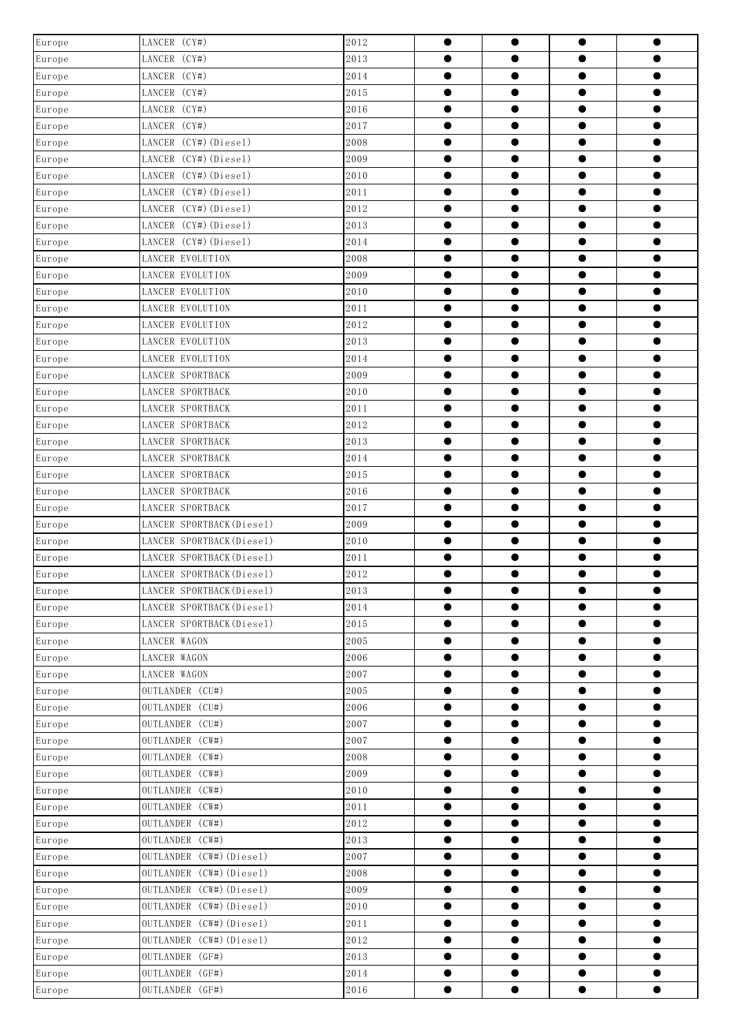| | | | | | | |
|---|---|---|---|---|---|---|
| Europe | LANCER (CY#) | 2012 | ● | ● | ● | ● |
| Europe | LANCER (CY#) | 2013 | ● | ● | ● | ● |
| Europe | LANCER (CY#) | 2014 | ● | ● | ● | ● |
| Europe | LANCER (CY#) | 2015 | ● | ● | ● | ● |
| Europe | LANCER (CY#) | 2016 | ● | ● | ● | ● |
| Europe | LANCER (CY#) | 2017 | ● | ● | ● | ● |
| Europe | LANCER (CY#)(Diesel) | 2008 | ● | ● | ● | ● |
| Europe | LANCER (CY#)(Diesel) | 2009 | ● | ● | ● | ● |
| Europe | LANCER (CY#)(Diesel) | 2010 | ● | ● | ● | ● |
| Europe | LANCER (CY#)(Diesel) | 2011 | ● | ● | ● | ● |
| Europe | LANCER (CY#)(Diesel) | 2012 | ● | ● | ● | ● |
| Europe | LANCER (CY#)(Diesel) | 2013 | ● | ● | ● | ● |
| Europe | LANCER (CY#)(Diesel) | 2014 | ● | ● | ● | ● |
| Europe | LANCER EVOLUTION | 2008 | ● | ● | ● | ● |
| Europe | LANCER EVOLUTION | 2009 | ● | ● | ● | ● |
| Europe | LANCER EVOLUTION | 2010 | ● | ● | ● | ● |
| Europe | LANCER EVOLUTION | 2011 | ● | ● | ● | ● |
| Europe | LANCER EVOLUTION | 2012 | ● | ● | ● | ● |
| Europe | LANCER EVOLUTION | 2013 | ● | ● | ● | ● |
| Europe | LANCER EVOLUTION | 2014 | ● | ● | ● | ● |
| Europe | LANCER SPORTBACK | 2009 | ● | ● | ● | ● |
| Europe | LANCER SPORTBACK | 2010 | ● | ● | ● | ● |
| Europe | LANCER SPORTBACK | 2011 | ● | ● | ● | ● |
| Europe | LANCER SPORTBACK | 2012 | ● | ● | ● | ● |
| Europe | LANCER SPORTBACK | 2013 | ● | ● | ● | ● |
| Europe | LANCER SPORTBACK | 2014 | ● | ● | ● | ● |
| Europe | LANCER SPORTBACK | 2015 | ● | ● | ● | ● |
| Europe | LANCER SPORTBACK | 2016 | ● | ● | ● | ● |
| Europe | LANCER SPORTBACK | 2017 | ● | ● | ● | ● |
| Europe | LANCER SPORTBACK(Diesel) | 2009 | ● | ● | ● | ● |
| Europe | LANCER SPORTBACK(Diesel) | 2010 | ● | ● | ● | ● |
| Europe | LANCER SPORTBACK(Diesel) | 2011 | ● | ● | ● | ● |
| Europe | LANCER SPORTBACK(Diesel) | 2012 | ● | ● | ● | ● |
| Europe | LANCER SPORTBACK(Diesel) | 2013 | ● | ● | ● | ● |
| Europe | LANCER SPORTBACK(Diesel) | 2014 | ● | ● | ● | ● |
| Europe | LANCER SPORTBACK(Diesel) | 2015 | ● | ● | ● | ● |
| Europe | LANCER WAGON | 2005 | ● | ● | ● | ● |
| Europe | LANCER WAGON | 2006 | ● | ● | ● | ● |
| Europe | LANCER WAGON | 2007 | ● | ● | ● | ● |
| Europe | OUTLANDER (CU#) | 2005 | ● | ● | ● | ● |
| Europe | OUTLANDER (CU#) | 2006 | ● | ● | ● | ● |
| Europe | OUTLANDER (CU#) | 2007 | ● | ● | ● | ● |
| Europe | OUTLANDER (CW#) | 2007 | ● | ● | ● | ● |
| Europe | OUTLANDER (CW#) | 2008 | ● | ● | ● | ● |
| Europe | OUTLANDER (CW#) | 2009 | ● | ● | ● | ● |
| Europe | OUTLANDER (CW#) | 2010 | ● | ● | ● | ● |
| Europe | OUTLANDER (CW#) | 2011 | ● | ● | ● | ● |
| Europe | OUTLANDER (CW#) | 2012 | ● | ● | ● | ● |
| Europe | OUTLANDER (CW#) | 2013 | ● | ● | ● | ● |
| Europe | OUTLANDER (CW#)(Diesel) | 2007 | ● | ● | ● | ● |
| Europe | OUTLANDER (CW#)(Diesel) | 2008 | ● | ● | ● | ● |
| Europe | OUTLANDER (CW#)(Diesel) | 2009 | ● | ● | ● | ● |
| Europe | OUTLANDER (CW#)(Diesel) | 2010 | ● | ● | ● | ● |
| Europe | OUTLANDER (CW#)(Diesel) | 2011 | ● | ● | ● | ● |
| Europe | OUTLANDER (CW#)(Diesel) | 2012 | ● | ● | ● | ● |
| Europe | OUTLANDER (GF#) | 2013 | ● | ● | ● | ● |
| Europe | OUTLANDER (GF#) | 2014 | ● | ● | ● | ● |
| Europe | OUTLANDER (GF#) | 2016 | ● | ● | ● | ● |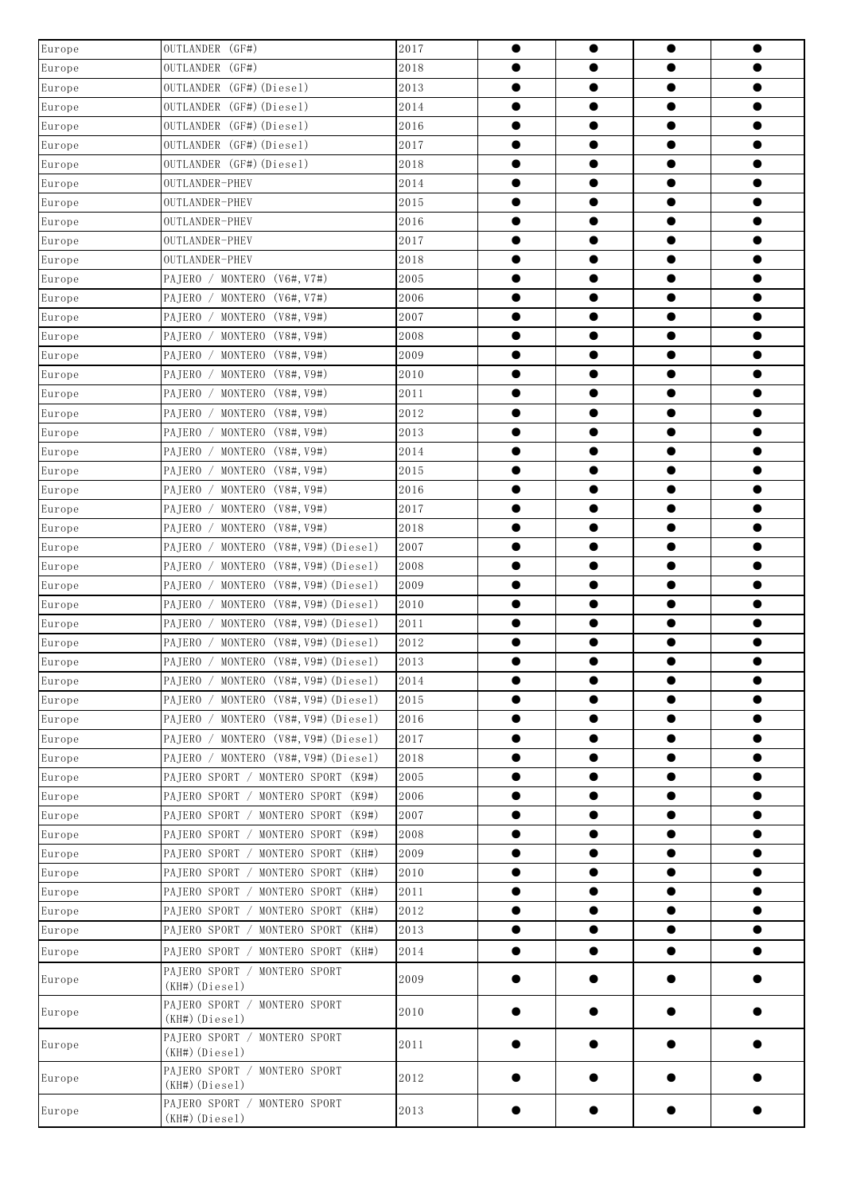| | | | | | | |
|---|---|---|---|---|---|---|
| Europe | OUTLANDER (GF#) | 2017 | ● | ● | ● | ● |
| Europe | OUTLANDER (GF#) | 2018 | ● | ● | ● | ● |
| Europe | OUTLANDER (GF#)(Diesel) | 2013 | ● | ● | ● | ● |
| Europe | OUTLANDER (GF#)(Diesel) | 2014 | ● | ● | ● | ● |
| Europe | OUTLANDER (GF#)(Diesel) | 2016 | ● | ● | ● | ● |
| Europe | OUTLANDER (GF#)(Diesel) | 2017 | ● | ● | ● | ● |
| Europe | OUTLANDER (GF#)(Diesel) | 2018 | ● | ● | ● | ● |
| Europe | OUTLANDER-PHEV | 2014 | ● | ● | ● | ● |
| Europe | OUTLANDER-PHEV | 2015 | ● | ● | ● | ● |
| Europe | OUTLANDER-PHEV | 2016 | ● | ● | ● | ● |
| Europe | OUTLANDER-PHEV | 2017 | ● | ● | ● | ● |
| Europe | OUTLANDER-PHEV | 2018 | ● | ● | ● | ● |
| Europe | PAJERO / MONTERO (V6#,V7#) | 2005 | ● | ● | ● | ● |
| Europe | PAJERO / MONTERO (V6#,V7#) | 2006 | ● | ● | ● | ● |
| Europe | PAJERO / MONTERO (V8#,V9#) | 2007 | ● | ● | ● | ● |
| Europe | PAJERO / MONTERO (V8#,V9#) | 2008 | ● | ● | ● | ● |
| Europe | PAJERO / MONTERO (V8#,V9#) | 2009 | ● | ● | ● | ● |
| Europe | PAJERO / MONTERO (V8#,V9#) | 2010 | ● | ● | ● | ● |
| Europe | PAJERO / MONTERO (V8#,V9#) | 2011 | ● | ● | ● | ● |
| Europe | PAJERO / MONTERO (V8#,V9#) | 2012 | ● | ● | ● | ● |
| Europe | PAJERO / MONTERO (V8#,V9#) | 2013 | ● | ● | ● | ● |
| Europe | PAJERO / MONTERO (V8#,V9#) | 2014 | ● | ● | ● | ● |
| Europe | PAJERO / MONTERO (V8#,V9#) | 2015 | ● | ● | ● | ● |
| Europe | PAJERO / MONTERO (V8#,V9#) | 2016 | ● | ● | ● | ● |
| Europe | PAJERO / MONTERO (V8#,V9#) | 2017 | ● | ● | ● | ● |
| Europe | PAJERO / MONTERO (V8#,V9#) | 2018 | ● | ● | ● | ● |
| Europe | PAJERO / MONTERO (V8#,V9#)(Diesel) | 2007 | ● | ● | ● | ● |
| Europe | PAJERO / MONTERO (V8#,V9#)(Diesel) | 2008 | ● | ● | ● | ● |
| Europe | PAJERO / MONTERO (V8#,V9#)(Diesel) | 2009 | ● | ● | ● | ● |
| Europe | PAJERO / MONTERO (V8#,V9#)(Diesel) | 2010 | ● | ● | ● | ● |
| Europe | PAJERO / MONTERO (V8#,V9#)(Diesel) | 2011 | ● | ● | ● | ● |
| Europe | PAJERO / MONTERO (V8#,V9#)(Diesel) | 2012 | ● | ● | ● | ● |
| Europe | PAJERO / MONTERO (V8#,V9#)(Diesel) | 2013 | ● | ● | ● | ● |
| Europe | PAJERO / MONTERO (V8#,V9#)(Diesel) | 2014 | ● | ● | ● | ● |
| Europe | PAJERO / MONTERO (V8#,V9#)(Diesel) | 2015 | ● | ● | ● | ● |
| Europe | PAJERO / MONTERO (V8#,V9#)(Diesel) | 2016 | ● | ● | ● | ● |
| Europe | PAJERO / MONTERO (V8#,V9#)(Diesel) | 2017 | ● | ● | ● | ● |
| Europe | PAJERO / MONTERO (V8#,V9#)(Diesel) | 2018 | ● | ● | ● | ● |
| Europe | PAJERO SPORT / MONTERO SPORT (K9#) | 2005 | ● | ● | ● | ● |
| Europe | PAJERO SPORT / MONTERO SPORT (K9#) | 2006 | ● | ● | ● | ● |
| Europe | PAJERO SPORT / MONTERO SPORT (K9#) | 2007 | ● | ● | ● | ● |
| Europe | PAJERO SPORT / MONTERO SPORT (K9#) | 2008 | ● | ● | ● | ● |
| Europe | PAJERO SPORT / MONTERO SPORT (KH#) | 2009 | ● | ● | ● | ● |
| Europe | PAJERO SPORT / MONTERO SPORT (KH#) | 2010 | ● | ● | ● | ● |
| Europe | PAJERO SPORT / MONTERO SPORT (KH#) | 2011 | ● | ● | ● | ● |
| Europe | PAJERO SPORT / MONTERO SPORT (KH#) | 2012 | ● | ● | ● | ● |
| Europe | PAJERO SPORT / MONTERO SPORT (KH#) | 2013 | ● | ● | ● | ● |
| Europe | PAJERO SPORT / MONTERO SPORT (KH#) | 2014 | ● | ● | ● | ● |
| Europe | PAJERO SPORT / MONTERO SPORT (KH#)(Diesel) | 2009 | ● | ● | ● | ● |
| Europe | PAJERO SPORT / MONTERO SPORT (KH#)(Diesel) | 2010 | ● | ● | ● | ● |
| Europe | PAJERO SPORT / MONTERO SPORT (KH#)(Diesel) | 2011 | ● | ● | ● | ● |
| Europe | PAJERO SPORT / MONTERO SPORT (KH#)(Diesel) | 2012 | ● | ● | ● | ● |
| Europe | PAJERO SPORT / MONTERO SPORT (KH#)(Diesel) | 2013 | ● | ● | ● | ● |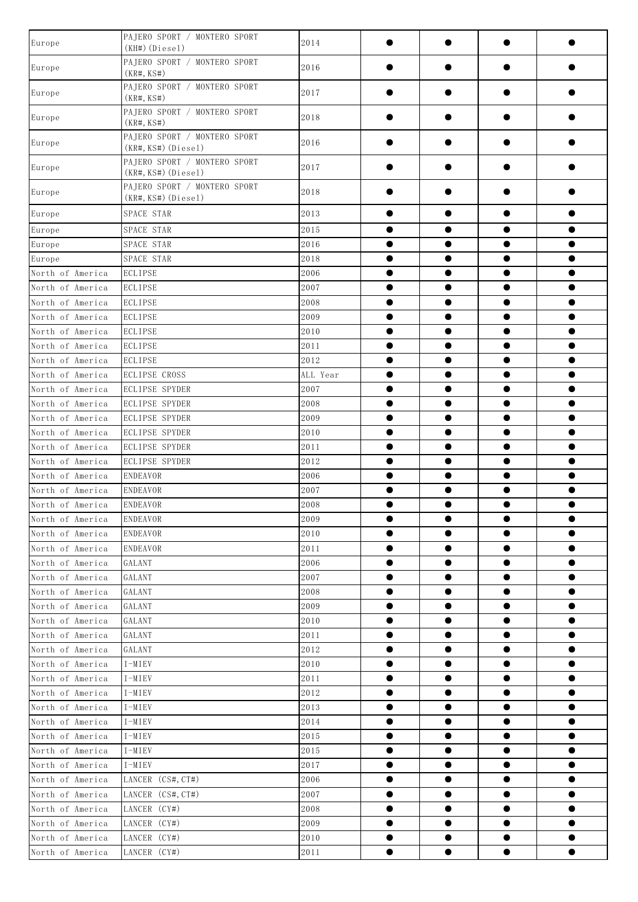| | | | | | | |
|---|---|---|---|---|---|---|
| Europe | PAJERO SPORT / MONTERO SPORT (KH#)(Diesel) | 2014 | ● | ● | ● | ● |
| Europe | PAJERO SPORT / MONTERO SPORT (KR#,KS#) | 2016 | ● | ● | ● | ● |
| Europe | PAJERO SPORT / MONTERO SPORT (KR#,KS#) | 2017 | ● | ● | ● | ● |
| Europe | PAJERO SPORT / MONTERO SPORT (KR#,KS#) | 2018 | ● | ● | ● | ● |
| Europe | PAJERO SPORT / MONTERO SPORT (KR#,KS#)(Diesel) | 2016 | ● | ● | ● | ● |
| Europe | PAJERO SPORT / MONTERO SPORT (KR#,KS#)(Diesel) | 2017 | ● | ● | ● | ● |
| Europe | PAJERO SPORT / MONTERO SPORT (KR#,KS#)(Diesel) | 2018 | ● | ● | ● | ● |
| Europe | SPACE STAR | 2013 | ● | ● | ● | ● |
| Europe | SPACE STAR | 2015 | ● | ● | ● | ● |
| Europe | SPACE STAR | 2016 | ● | ● | ● | ● |
| Europe | SPACE STAR | 2018 | ● | ● | ● | ● |
| North of America | ECLIPSE | 2006 | ● | ● | ● | ● |
| North of America | ECLIPSE | 2007 | ● | ● | ● | ● |
| North of America | ECLIPSE | 2008 | ● | ● | ● | ● |
| North of America | ECLIPSE | 2009 | ● | ● | ● | ● |
| North of America | ECLIPSE | 2010 | ● | ● | ● | ● |
| North of America | ECLIPSE | 2011 | ● | ● | ● | ● |
| North of America | ECLIPSE | 2012 | ● | ● | ● | ● |
| North of America | ECLIPSE CROSS | ALL Year | ● | ● | ● | ● |
| North of America | ECLIPSE SPYDER | 2007 | ● | ● | ● | ● |
| North of America | ECLIPSE SPYDER | 2008 | ● | ● | ● | ● |
| North of America | ECLIPSE SPYDER | 2009 | ● | ● | ● | ● |
| North of America | ECLIPSE SPYDER | 2010 | ● | ● | ● | ● |
| North of America | ECLIPSE SPYDER | 2011 | ● | ● | ● | ● |
| North of America | ECLIPSE SPYDER | 2012 | ● | ● | ● | ● |
| North of America | ENDEAVOR | 2006 | ● | ● | ● | ● |
| North of America | ENDEAVOR | 2007 | ● | ● | ● | ● |
| North of America | ENDEAVOR | 2008 | ● | ● | ● | ● |
| North of America | ENDEAVOR | 2009 | ● | ● | ● | ● |
| North of America | ENDEAVOR | 2010 | ● | ● | ● | ● |
| North of America | ENDEAVOR | 2011 | ● | ● | ● | ● |
| North of America | GALANT | 2006 | ● | ● | ● | ● |
| North of America | GALANT | 2007 | ● | ● | ● | ● |
| North of America | GALANT | 2008 | ● | ● | ● | ● |
| North of America | GALANT | 2009 | ● | ● | ● | ● |
| North of America | GALANT | 2010 | ● | ● | ● | ● |
| North of America | GALANT | 2011 | ● | ● | ● | ● |
| North of America | GALANT | 2012 | ● | ● | ● | ● |
| North of America | I-MIEV | 2010 | ● | ● | ● | ● |
| North of America | I-MIEV | 2011 | ● | ● | ● | ● |
| North of America | I-MIEV | 2012 | ● | ● | ● | ● |
| North of America | I-MIEV | 2013 | ● | ● | ● | ● |
| North of America | I-MIEV | 2014 | ● | ● | ● | ● |
| North of America | I-MIEV | 2015 | ● | ● | ● | ● |
| North of America | I-MIEV | 2015 | ● | ● | ● | ● |
| North of America | I-MIEV | 2017 | ● | ● | ● | ● |
| North of America | LANCER (CS#,CT#) | 2006 | ● | ● | ● | ● |
| North of America | LANCER (CS#,CT#) | 2007 | ● | ● | ● | ● |
| North of America | LANCER (CY#) | 2008 | ● | ● | ● | ● |
| North of America | LANCER (CY#) | 2009 | ● | ● | ● | ● |
| North of America | LANCER (CY#) | 2010 | ● | ● | ● | ● |
| North of America | LANCER (CY#) | 2011 | ● | ● | ● | ● |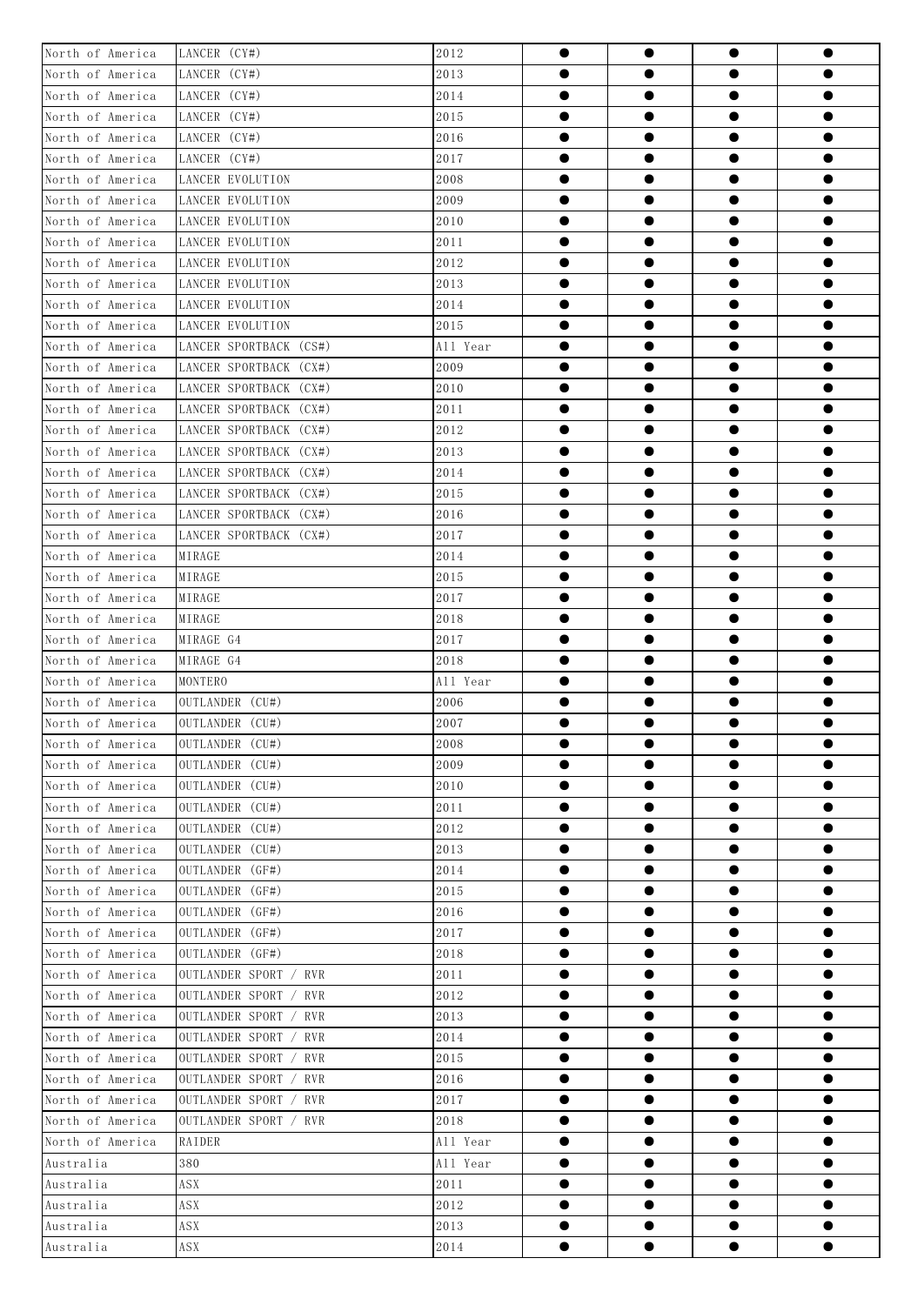| | | | | | | |
|---|---|---|---|---|---|---|
| North of America | LANCER (CY#) | 2012 | ● | ● | ● | ● |
| North of America | LANCER (CY#) | 2013 | ● | ● | ● | ● |
| North of America | LANCER (CY#) | 2014 | ● | ● | ● | ● |
| North of America | LANCER (CY#) | 2015 | ● | ● | ● | ● |
| North of America | LANCER (CY#) | 2016 | ● | ● | ● | ● |
| North of America | LANCER (CY#) | 2017 | ● | ● | ● | ● |
| North of America | LANCER EVOLUTION | 2008 | ● | ● | ● | ● |
| North of America | LANCER EVOLUTION | 2009 | ● | ● | ● | ● |
| North of America | LANCER EVOLUTION | 2010 | ● | ● | ● | ● |
| North of America | LANCER EVOLUTION | 2011 | ● | ● | ● | ● |
| North of America | LANCER EVOLUTION | 2012 | ● | ● | ● | ● |
| North of America | LANCER EVOLUTION | 2013 | ● | ● | ● | ● |
| North of America | LANCER EVOLUTION | 2014 | ● | ● | ● | ● |
| North of America | LANCER EVOLUTION | 2015 | ● | ● | ● | ● |
| North of America | LANCER SPORTBACK (CS#) | All Year | ● | ● | ● | ● |
| North of America | LANCER SPORTBACK (CX#) | 2009 | ● | ● | ● | ● |
| North of America | LANCER SPORTBACK (CX#) | 2010 | ● | ● | ● | ● |
| North of America | LANCER SPORTBACK (CX#) | 2011 | ● | ● | ● | ● |
| North of America | LANCER SPORTBACK (CX#) | 2012 | ● | ● | ● | ● |
| North of America | LANCER SPORTBACK (CX#) | 2013 | ● | ● | ● | ● |
| North of America | LANCER SPORTBACK (CX#) | 2014 | ● | ● | ● | ● |
| North of America | LANCER SPORTBACK (CX#) | 2015 | ● | ● | ● | ● |
| North of America | LANCER SPORTBACK (CX#) | 2016 | ● | ● | ● | ● |
| North of America | LANCER SPORTBACK (CX#) | 2017 | ● | ● | ● | ● |
| North of America | MIRAGE | 2014 | ● | ● | ● | ● |
| North of America | MIRAGE | 2015 | ● | ● | ● | ● |
| North of America | MIRAGE | 2017 | ● | ● | ● | ● |
| North of America | MIRAGE | 2018 | ● | ● | ● | ● |
| North of America | MIRAGE G4 | 2017 | ● | ● | ● | ● |
| North of America | MIRAGE G4 | 2018 | ● | ● | ● | ● |
| North of America | MONTERO | All Year | ● | ● | ● | ● |
| North of America | OUTLANDER (CU#) | 2006 | ● | ● | ● | ● |
| North of America | OUTLANDER (CU#) | 2007 | ● | ● | ● | ● |
| North of America | OUTLANDER (CU#) | 2008 | ● | ● | ● | ● |
| North of America | OUTLANDER (CU#) | 2009 | ● | ● | ● | ● |
| North of America | OUTLANDER (CU#) | 2010 | ● | ● | ● | ● |
| North of America | OUTLANDER (CU#) | 2011 | ● | ● | ● | ● |
| North of America | OUTLANDER (CU#) | 2012 | ● | ● | ● | ● |
| North of America | OUTLANDER (CU#) | 2013 | ● | ● | ● | ● |
| North of America | OUTLANDER (GF#) | 2014 | ● | ● | ● | ● |
| North of America | OUTLANDER (GF#) | 2015 | ● | ● | ● | ● |
| North of America | OUTLANDER (GF#) | 2016 | ● | ● | ● | ● |
| North of America | OUTLANDER (GF#) | 2017 | ● | ● | ● | ● |
| North of America | OUTLANDER (GF#) | 2018 | ● | ● | ● | ● |
| North of America | OUTLANDER SPORT / RVR | 2011 | ● | ● | ● | ● |
| North of America | OUTLANDER SPORT / RVR | 2012 | ● | ● | ● | ● |
| North of America | OUTLANDER SPORT / RVR | 2013 | ● | ● | ● | ● |
| North of America | OUTLANDER SPORT / RVR | 2014 | ● | ● | ● | ● |
| North of America | OUTLANDER SPORT / RVR | 2015 | ● | ● | ● | ● |
| North of America | OUTLANDER SPORT / RVR | 2016 | ● | ● | ● | ● |
| North of America | OUTLANDER SPORT / RVR | 2017 | ● | ● | ● | ● |
| North of America | OUTLANDER SPORT / RVR | 2018 | ● | ● | ● | ● |
| North of America | RAIDER | All Year | ● | ● | ● | ● |
| Australia | 380 | All Year | ● | ● | ● | ● |
| Australia | ASX | 2011 | ● | ● | ● | ● |
| Australia | ASX | 2012 | ● | ● | ● | ● |
| Australia | ASX | 2013 | ● | ● | ● | ● |
| Australia | ASX | 2014 | ● | ● | ● | ● |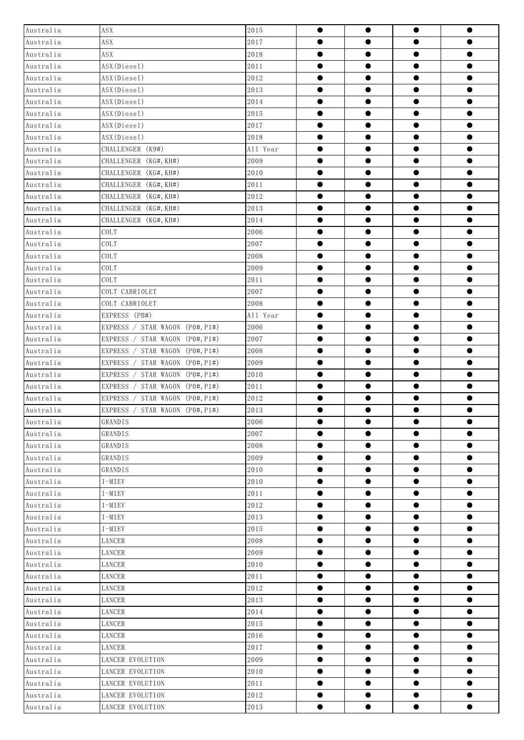| Australia | ASX | 2015 | ● | ● | ● | ● |
|---|---|---|---|---|---|---|
| Australia | ASX | 2017 | ● | ● | ● | ● |
| Australia | ASX | 2018 | ● | ● | ● | ● |
| Australia | ASX(Diesel) | 2011 | ● | ● | ● | ● |
| Australia | ASX(Diesel) | 2012 | ● | ● | ● | ● |
| Australia | ASX(Diesel) | 2013 | ● | ● | ● | ● |
| Australia | ASX(Diesel) | 2014 | ● | ● | ● | ● |
| Australia | ASX(Diesel) | 2015 | ● | ● | ● | ● |
| Australia | ASX(Diesel) | 2017 | ● | ● | ● | ● |
| Australia | ASX(Diesel) | 2018 | ● | ● | ● | ● |
| Australia | CHALLENGER (K9#) | All Year | ● | ● | ● | ● |
| Australia | CHALLENGER (KG#,KH#) | 2009 | ● | ● | ● | ● |
| Australia | CHALLENGER (KG#,KH#) | 2010 | ● | ● | ● | ● |
| Australia | CHALLENGER (KG#,KH#) | 2011 | ● | ● | ● | ● |
| Australia | CHALLENGER (KG#,KH#) | 2012 | ● | ● | ● | ● |
| Australia | CHALLENGER (KG#,KH#) | 2013 | ● | ● | ● | ● |
| Australia | CHALLENGER (KG#,KH#) | 2014 | ● | ● | ● | ● |
| Australia | COLT | 2006 | ● | ● | ● | ● |
| Australia | COLT | 2007 | ● | ● | ● | ● |
| Australia | COLT | 2008 | ● | ● | ● | ● |
| Australia | COLT | 2009 | ● | ● | ● | ● |
| Australia | COLT | 2011 | ● | ● | ● | ● |
| Australia | COLT CABRIOLET | 2007 | ● | ● | ● | ● |
| Australia | COLT CABRIOLET | 2008 | ● | ● | ● | ● |
| Australia | EXPRESS (PB#) | All Year | ● | ● | ● | ● |
| Australia | EXPRESS / STAR WAGON (P0#,P1#) | 2006 | ● | ● | ● | ● |
| Australia | EXPRESS / STAR WAGON (P0#,P1#) | 2007 | ● | ● | ● | ● |
| Australia | EXPRESS / STAR WAGON (P0#,P1#) | 2008 | ● | ● | ● | ● |
| Australia | EXPRESS / STAR WAGON (P0#,P1#) | 2009 | ● | ● | ● | ● |
| Australia | EXPRESS / STAR WAGON (P0#,P1#) | 2010 | ● | ● | ● | ● |
| Australia | EXPRESS / STAR WAGON (P0#,P1#) | 2011 | ● | ● | ● | ● |
| Australia | EXPRESS / STAR WAGON (P0#,P1#) | 2012 | ● | ● | ● | ● |
| Australia | EXPRESS / STAR WAGON (P0#,P1#) | 2013 | ● | ● | ● | ● |
| Australia | GRANDIS | 2006 | ● | ● | ● | ● |
| Australia | GRANDIS | 2007 | ● | ● | ● | ● |
| Australia | GRANDIS | 2008 | ● | ● | ● | ● |
| Australia | GRANDIS | 2009 | ● | ● | ● | ● |
| Australia | GRANDIS | 2010 | ● | ● | ● | ● |
| Australia | I-MIEV | 2010 | ● | ● | ● | ● |
| Australia | I-MIEV | 2011 | ● | ● | ● | ● |
| Australia | I-MIEV | 2012 | ● | ● | ● | ● |
| Australia | I-MIEV | 2013 | ● | ● | ● | ● |
| Australia | I-MIEV | 2015 | ● | ● | ● | ● |
| Australia | LANCER | 2008 | ● | ● | ● | ● |
| Australia | LANCER | 2009 | ● | ● | ● | ● |
| Australia | LANCER | 2010 | ● | ● | ● | ● |
| Australia | LANCER | 2011 | ● | ● | ● | ● |
| Australia | LANCER | 2012 | ● | ● | ● | ● |
| Australia | LANCER | 2013 | ● | ● | ● | ● |
| Australia | LANCER | 2014 | ● | ● | ● | ● |
| Australia | LANCER | 2015 | ● | ● | ● | ● |
| Australia | LANCER | 2016 | ● | ● | ● | ● |
| Australia | LANCER | 2017 | ● | ● | ● | ● |
| Australia | LANCER EVOLUTION | 2009 | ● | ● | ● | ● |
| Australia | LANCER EVOLUTION | 2010 | ● | ● | ● | ● |
| Australia | LANCER EVOLUTION | 2011 | ● | ● | ● | ● |
| Australia | LANCER EVOLUTION | 2012 | ● | ● | ● | ● |
| Australia | LANCER EVOLUTION | 2013 | ● | ● | ● | ● |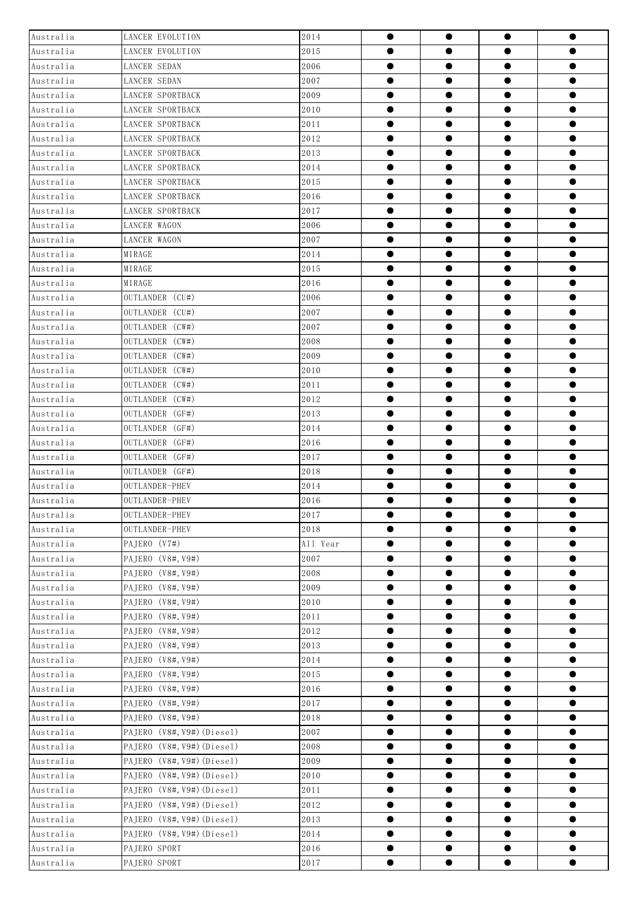| | | | | | | |
|---|---|---|---|---|---|---|
| Australia | LANCER EVOLUTION | 2014 | ● | ● | ● | ● |
| Australia | LANCER EVOLUTION | 2015 | ● | ● | ● | ● |
| Australia | LANCER SEDAN | 2006 | ● | ● | ● | ● |
| Australia | LANCER SEDAN | 2007 | ● | ● | ● | ● |
| Australia | LANCER SPORTBACK | 2009 | ● | ● | ● | ● |
| Australia | LANCER SPORTBACK | 2010 | ● | ● | ● | ● |
| Australia | LANCER SPORTBACK | 2011 | ● | ● | ● | ● |
| Australia | LANCER SPORTBACK | 2012 | ● | ● | ● | ● |
| Australia | LANCER SPORTBACK | 2013 | ● | ● | ● | ● |
| Australia | LANCER SPORTBACK | 2014 | ● | ● | ● | ● |
| Australia | LANCER SPORTBACK | 2015 | ● | ● | ● | ● |
| Australia | LANCER SPORTBACK | 2016 | ● | ● | ● | ● |
| Australia | LANCER SPORTBACK | 2017 | ● | ● | ● | ● |
| Australia | LANCER WAGON | 2006 | ● | ● | ● | ● |
| Australia | LANCER WAGON | 2007 | ● | ● | ● | ● |
| Australia | MIRAGE | 2014 | ● | ● | ● | ● |
| Australia | MIRAGE | 2015 | ● | ● | ● | ● |
| Australia | MIRAGE | 2016 | ● | ● | ● | ● |
| Australia | OUTLANDER (CU#) | 2006 | ● | ● | ● | ● |
| Australia | OUTLANDER (CU#) | 2007 | ● | ● | ● | ● |
| Australia | OUTLANDER (CW#) | 2007 | ● | ● | ● | ● |
| Australia | OUTLANDER (CW#) | 2008 | ● | ● | ● | ● |
| Australia | OUTLANDER (CW#) | 2009 | ● | ● | ● | ● |
| Australia | OUTLANDER (CW#) | 2010 | ● | ● | ● | ● |
| Australia | OUTLANDER (CW#) | 2011 | ● | ● | ● | ● |
| Australia | OUTLANDER (CW#) | 2012 | ● | ● | ● | ● |
| Australia | OUTLANDER (GF#) | 2013 | ● | ● | ● | ● |
| Australia | OUTLANDER (GF#) | 2014 | ● | ● | ● | ● |
| Australia | OUTLANDER (GF#) | 2016 | ● | ● | ● | ● |
| Australia | OUTLANDER (GF#) | 2017 | ● | ● | ● | ● |
| Australia | OUTLANDER (GF#) | 2018 | ● | ● | ● | ● |
| Australia | OUTLANDER-PHEV | 2014 | ● | ● | ● | ● |
| Australia | OUTLANDER-PHEV | 2016 | ● | ● | ● | ● |
| Australia | OUTLANDER-PHEV | 2017 | ● | ● | ● | ● |
| Australia | OUTLANDER-PHEV | 2018 | ● | ● | ● | ● |
| Australia | PAJERO (V7#) | All Year | ● | ● | ● | ● |
| Australia | PAJERO (V8#, V9#) | 2007 | ● | ● | ● | ● |
| Australia | PAJERO (V8#, V9#) | 2008 | ● | ● | ● | ● |
| Australia | PAJERO (V8#, V9#) | 2009 | ● | ● | ● | ● |
| Australia | PAJERO (V8#, V9#) | 2010 | ● | ● | ● | ● |
| Australia | PAJERO (V8#, V9#) | 2011 | ● | ● | ● | ● |
| Australia | PAJERO (V8#, V9#) | 2012 | ● | ● | ● | ● |
| Australia | PAJERO (V8#, V9#) | 2013 | ● | ● | ● | ● |
| Australia | PAJERO (V8#, V9#) | 2014 | ● | ● | ● | ● |
| Australia | PAJERO (V8#, V9#) | 2015 | ● | ● | ● | ● |
| Australia | PAJERO (V8#, V9#) | 2016 | ● | ● | ● | ● |
| Australia | PAJERO (V8#, V9#) | 2017 | ● | ● | ● | ● |
| Australia | PAJERO (V8#, V9#) | 2018 | ● | ● | ● | ● |
| Australia | PAJERO (V8#, V9#)(Diesel) | 2007 | ● | ● | ● | ● |
| Australia | PAJERO (V8#, V9#)(Diesel) | 2008 | ● | ● | ● | ● |
| Australia | PAJERO (V8#, V9#)(Diesel) | 2009 | ● | ● | ● | ● |
| Australia | PAJERO (V8#, V9#)(Diesel) | 2010 | ● | ● | ● | ● |
| Australia | PAJERO (V8#, V9#)(Diesel) | 2011 | ● | ● | ● | ● |
| Australia | PAJERO (V8#, V9#)(Diesel) | 2012 | ● | ● | ● | ● |
| Australia | PAJERO (V8#, V9#)(Diesel) | 2013 | ● | ● | ● | ● |
| Australia | PAJERO (V8#, V9#)(Diesel) | 2014 | ● | ● | ● | ● |
| Australia | PAJERO SPORT | 2016 | ● | ● | ● | ● |
| Australia | PAJERO SPORT | 2017 | ● | ● | ● | ● |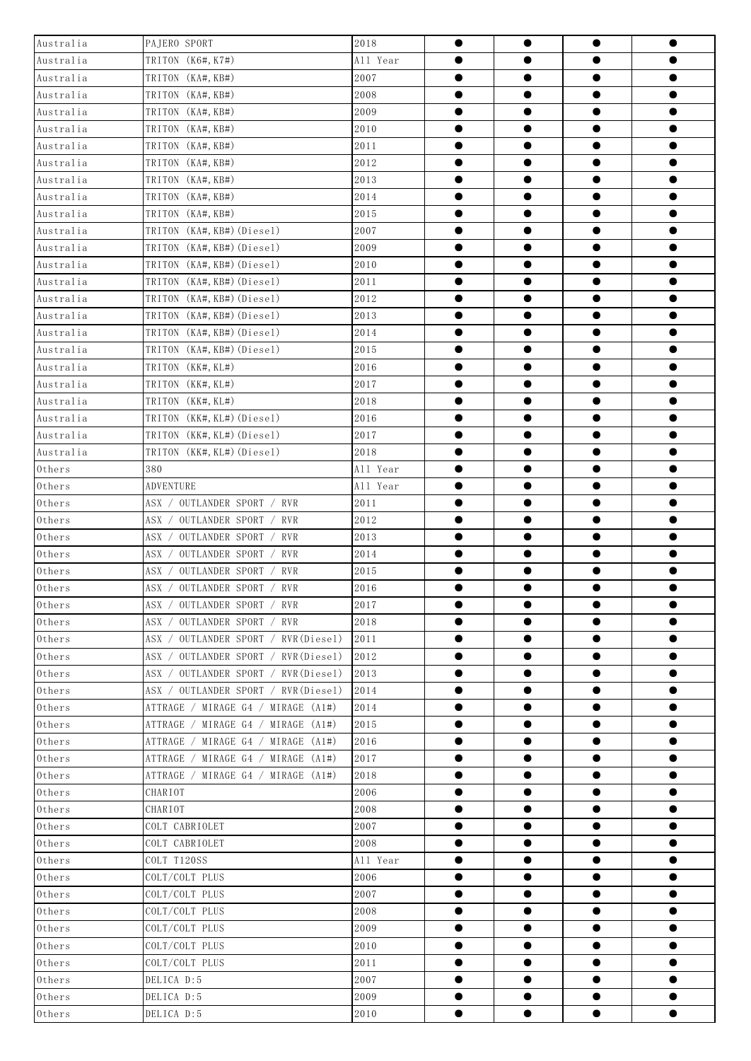| Australia | PAJERO SPORT | 2018 | ● | ● | ● | ● |
|---|---|---|---|---|---|---|
| Australia | TRITON (K6#,K7#) | All Year | ● | ● | ● | ● |
| Australia | TRITON (KA#,KB#) | 2007 | ● | ● | ● | ● |
| Australia | TRITON (KA#,KB#) | 2008 | ● | ● | ● | ● |
| Australia | TRITON (KA#,KB#) | 2009 | ● | ● | ● | ● |
| Australia | TRITON (KA#,KB#) | 2010 | ● | ● | ● | ● |
| Australia | TRITON (KA#,KB#) | 2011 | ● | ● | ● | ● |
| Australia | TRITON (KA#,KB#) | 2012 | ● | ● | ● | ● |
| Australia | TRITON (KA#,KB#) | 2013 | ● | ● | ● | ● |
| Australia | TRITON (KA#,KB#) | 2014 | ● | ● | ● | ● |
| Australia | TRITON (KA#,KB#) | 2015 | ● | ● | ● | ● |
| Australia | TRITON (KA#,KB#)(Diesel) | 2007 | ● | ● | ● | ● |
| Australia | TRITON (KA#,KB#)(Diesel) | 2009 | ● | ● | ● | ● |
| Australia | TRITON (KA#,KB#)(Diesel) | 2010 | ● | ● | ● | ● |
| Australia | TRITON (KA#,KB#)(Diesel) | 2011 | ● | ● | ● | ● |
| Australia | TRITON (KA#,KB#)(Diesel) | 2012 | ● | ● | ● | ● |
| Australia | TRITON (KA#,KB#)(Diesel) | 2013 | ● | ● | ● | ● |
| Australia | TRITON (KA#,KB#)(Diesel) | 2014 | ● | ● | ● | ● |
| Australia | TRITON (KA#,KB#)(Diesel) | 2015 | ● | ● | ● | ● |
| Australia | TRITON (KK#,KL#) | 2016 | ● | ● | ● | ● |
| Australia | TRITON (KK#,KL#) | 2017 | ● | ● | ● | ● |
| Australia | TRITON (KK#,KL#) | 2018 | ● | ● | ● | ● |
| Australia | TRITON (KK#,KL#)(Diesel) | 2016 | ● | ● | ● | ● |
| Australia | TRITON (KK#,KL#)(Diesel) | 2017 | ● | ● | ● | ● |
| Australia | TRITON (KK#,KL#)(Diesel) | 2018 | ● | ● | ● | ● |
| Others | 380 | All Year | ● | ● | ● | ● |
| Others | ADVENTURE | All Year | ● | ● | ● | ● |
| Others | ASX / OUTLANDER SPORT / RVR | 2011 | ● | ● | ● | ● |
| Others | ASX / OUTLANDER SPORT / RVR | 2012 | ● | ● | ● | ● |
| Others | ASX / OUTLANDER SPORT / RVR | 2013 | ● | ● | ● | ● |
| Others | ASX / OUTLANDER SPORT / RVR | 2014 | ● | ● | ● | ● |
| Others | ASX / OUTLANDER SPORT / RVR | 2015 | ● | ● | ● | ● |
| Others | ASX / OUTLANDER SPORT / RVR | 2016 | ● | ● | ● | ● |
| Others | ASX / OUTLANDER SPORT / RVR | 2017 | ● | ● | ● | ● |
| Others | ASX / OUTLANDER SPORT / RVR | 2018 | ● | ● | ● | ● |
| Others | ASX / OUTLANDER SPORT / RVR(Diesel) | 2011 | ● | ● | ● | ● |
| Others | ASX / OUTLANDER SPORT / RVR(Diesel) | 2012 | ● | ● | ● | ● |
| Others | ASX / OUTLANDER SPORT / RVR(Diesel) | 2013 | ● | ● | ● | ● |
| Others | ASX / OUTLANDER SPORT / RVR(Diesel) | 2014 | ● | ● | ● | ● |
| Others | ATTRAGE / MIRAGE G4 / MIRAGE (A1#) | 2014 | ● | ● | ● | ● |
| Others | ATTRAGE / MIRAGE G4 / MIRAGE (A1#) | 2015 | ● | ● | ● | ● |
| Others | ATTRAGE / MIRAGE G4 / MIRAGE (A1#) | 2016 | ● | ● | ● | ● |
| Others | ATTRAGE / MIRAGE G4 / MIRAGE (A1#) | 2017 | ● | ● | ● | ● |
| Others | ATTRAGE / MIRAGE G4 / MIRAGE (A1#) | 2018 | ● | ● | ● | ● |
| Others | CHARIOT | 2006 | ● | ● | ● | ● |
| Others | CHARIOT | 2008 | ● | ● | ● | ● |
| Others | COLT CABRIOLET | 2007 | ● | ● | ● | ● |
| Others | COLT CABRIOLET | 2008 | ● | ● | ● | ● |
| Others | COLT T120SS | All Year | ● | ● | ● | ● |
| Others | COLT/COLT PLUS | 2006 | ● | ● | ● | ● |
| Others | COLT/COLT PLUS | 2007 | ● | ● | ● | ● |
| Others | COLT/COLT PLUS | 2008 | ● | ● | ● | ● |
| Others | COLT/COLT PLUS | 2009 | ● | ● | ● | ● |
| Others | COLT/COLT PLUS | 2010 | ● | ● | ● | ● |
| Others | COLT/COLT PLUS | 2011 | ● | ● | ● | ● |
| Others | DELICA D:5 | 2007 | ● | ● | ● | ● |
| Others | DELICA D:5 | 2009 | ● | ● | ● | ● |
| Others | DELICA D:5 | 2010 | ● | ● | ● | ● |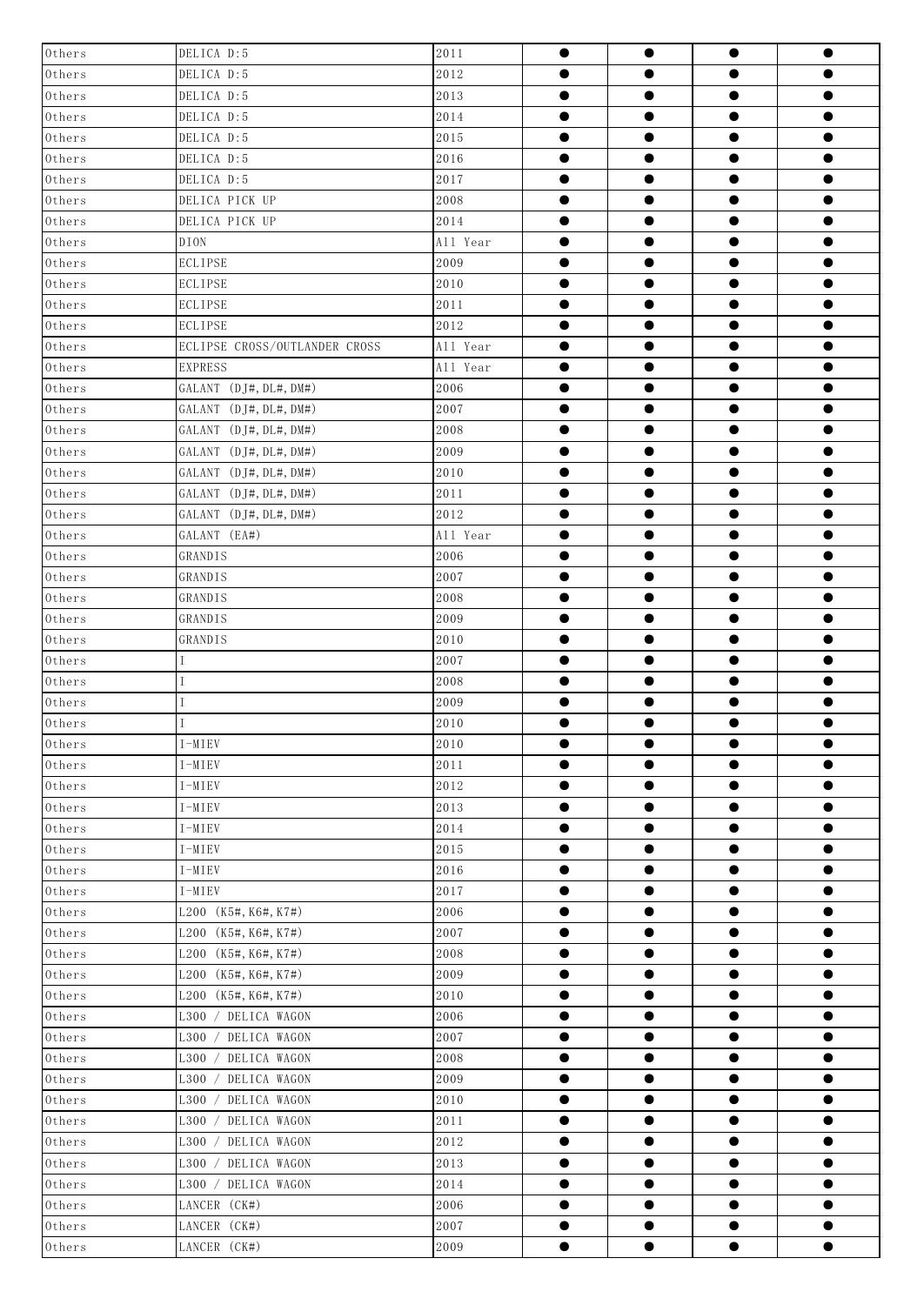| Others | DELICA D:5 | 2011 | ● | ● | ● | ● |
|---|---|---|---|---|---|---|
| Others | DELICA D:5 | 2012 | ● | ● | ● | ● |
| Others | DELICA D:5 | 2013 | ● | ● | ● | ● |
| Others | DELICA D:5 | 2014 | ● | ● | ● | ● |
| Others | DELICA D:5 | 2015 | ● | ● | ● | ● |
| Others | DELICA D:5 | 2016 | ● | ● | ● | ● |
| Others | DELICA D:5 | 2017 | ● | ● | ● | ● |
| Others | DELICA PICK UP | 2008 | ● | ● | ● | ● |
| Others | DELICA PICK UP | 2014 | ● | ● | ● | ● |
| Others | DION | All Year | ● | ● | ● | ● |
| Others | ECLIPSE | 2009 | ● | ● | ● | ● |
| Others | ECLIPSE | 2010 | ● | ● | ● | ● |
| Others | ECLIPSE | 2011 | ● | ● | ● | ● |
| Others | ECLIPSE | 2012 | ● | ● | ● | ● |
| Others | ECLIPSE CROSS/OUTLANDER CROSS | All Year | ● | ● | ● | ● |
| Others | EXPRESS | All Year | ● | ● | ● | ● |
| Others | GALANT (DJ#,DL#,DM#) | 2006 | ● | ● | ● | ● |
| Others | GALANT (DJ#,DL#,DM#) | 2007 | ● | ● | ● | ● |
| Others | GALANT (DJ#,DL#,DM#) | 2008 | ● | ● | ● | ● |
| Others | GALANT (DJ#,DL#,DM#) | 2009 | ● | ● | ● | ● |
| Others | GALANT (DJ#,DL#,DM#) | 2010 | ● | ● | ● | ● |
| Others | GALANT (DJ#,DL#,DM#) | 2011 | ● | ● | ● | ● |
| Others | GALANT (DJ#,DL#,DM#) | 2012 | ● | ● | ● | ● |
| Others | GALANT (EA#) | All Year | ● | ● | ● | ● |
| Others | GRANDIS | 2006 | ● | ● | ● | ● |
| Others | GRANDIS | 2007 | ● | ● | ● | ● |
| Others | GRANDIS | 2008 | ● | ● | ● | ● |
| Others | GRANDIS | 2009 | ● | ● | ● | ● |
| Others | GRANDIS | 2010 | ● | ● | ● | ● |
| Others | I | 2007 | ● | ● | ● | ● |
| Others | I | 2008 | ● | ● | ● | ● |
| Others | I | 2009 | ● | ● | ● | ● |
| Others | I | 2010 | ● | ● | ● | ● |
| Others | I-MIEV | 2010 | ● | ● | ● | ● |
| Others | I-MIEV | 2011 | ● | ● | ● | ● |
| Others | I-MIEV | 2012 | ● | ● | ● | ● |
| Others | I-MIEV | 2013 | ● | ● | ● | ● |
| Others | I-MIEV | 2014 | ● | ● | ● | ● |
| Others | I-MIEV | 2015 | ● | ● | ● | ● |
| Others | I-MIEV | 2016 | ● | ● | ● | ● |
| Others | I-MIEV | 2017 | ● | ● | ● | ● |
| Others | L200 (K5#,K6#,K7#) | 2006 | ● | ● | ● | ● |
| Others | L200 (K5#,K6#,K7#) | 2007 | ● | ● | ● | ● |
| Others | L200 (K5#,K6#,K7#) | 2008 | ● | ● | ● | ● |
| Others | L200 (K5#,K6#,K7#) | 2009 | ● | ● | ● | ● |
| Others | L200 (K5#,K6#,K7#) | 2010 | ● | ● | ● | ● |
| Others | L300 / DELICA WAGON | 2006 | ● | ● | ● | ● |
| Others | L300 / DELICA WAGON | 2007 | ● | ● | ● | ● |
| Others | L300 / DELICA WAGON | 2008 | ● | ● | ● | ● |
| Others | L300 / DELICA WAGON | 2009 | ● | ● | ● | ● |
| Others | L300 / DELICA WAGON | 2010 | ● | ● | ● | ● |
| Others | L300 / DELICA WAGON | 2011 | ● | ● | ● | ● |
| Others | L300 / DELICA WAGON | 2012 | ● | ● | ● | ● |
| Others | L300 / DELICA WAGON | 2013 | ● | ● | ● | ● |
| Others | L300 / DELICA WAGON | 2014 | ● | ● | ● | ● |
| Others | LANCER (CK#) | 2006 | ● | ● | ● | ● |
| Others | LANCER (CK#) | 2007 | ● | ● | ● | ● |
| Others | LANCER (CK#) | 2009 | ● | ● | ● | ● |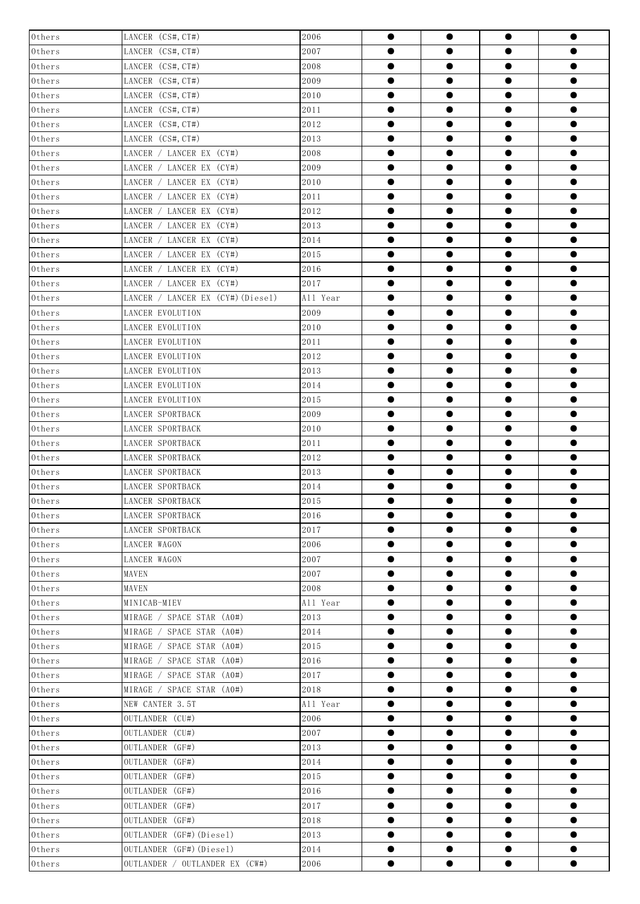| Others | LANCER (CS#, CT#) | 2006 | ● | ● | ● | ● |
|---|---|---|---|---|---|---|
| Others | LANCER (CS#, CT#) | 2007 | ● | ● | ● | ● |
| Others | LANCER (CS#, CT#) | 2008 | ● | ● | ● | ● |
| Others | LANCER (CS#, CT#) | 2009 | ● | ● | ● | ● |
| Others | LANCER (CS#, CT#) | 2010 | ● | ● | ● | ● |
| Others | LANCER (CS#, CT#) | 2011 | ● | ● | ● | ● |
| Others | LANCER (CS#, CT#) | 2012 | ● | ● | ● | ● |
| Others | LANCER (CS#, CT#) | 2013 | ● | ● | ● | ● |
| Others | LANCER / LANCER EX (CY#) | 2008 | ● | ● | ● | ● |
| Others | LANCER / LANCER EX (CY#) | 2009 | ● | ● | ● | ● |
| Others | LANCER / LANCER EX (CY#) | 2010 | ● | ● | ● | ● |
| Others | LANCER / LANCER EX (CY#) | 2011 | ● | ● | ● | ● |
| Others | LANCER / LANCER EX (CY#) | 2012 | ● | ● | ● | ● |
| Others | LANCER / LANCER EX (CY#) | 2013 | ● | ● | ● | ● |
| Others | LANCER / LANCER EX (CY#) | 2014 | ● | ● | ● | ● |
| Others | LANCER / LANCER EX (CY#) | 2015 | ● | ● | ● | ● |
| Others | LANCER / LANCER EX (CY#) | 2016 | ● | ● | ● | ● |
| Others | LANCER / LANCER EX (CY#) | 2017 | ● | ● | ● | ● |
| Others | LANCER / LANCER EX (CY#)(Diesel) | All Year | ● | ● | ● | ● |
| Others | LANCER EVOLUTION | 2009 | ● | ● | ● | ● |
| Others | LANCER EVOLUTION | 2010 | ● | ● | ● | ● |
| Others | LANCER EVOLUTION | 2011 | ● | ● | ● | ● |
| Others | LANCER EVOLUTION | 2012 | ● | ● | ● | ● |
| Others | LANCER EVOLUTION | 2013 | ● | ● | ● | ● |
| Others | LANCER EVOLUTION | 2014 | ● | ● | ● | ● |
| Others | LANCER EVOLUTION | 2015 | ● | ● | ● | ● |
| Others | LANCER SPORTBACK | 2009 | ● | ● | ● | ● |
| Others | LANCER SPORTBACK | 2010 | ● | ● | ● | ● |
| Others | LANCER SPORTBACK | 2011 | ● | ● | ● | ● |
| Others | LANCER SPORTBACK | 2012 | ● | ● | ● | ● |
| Others | LANCER SPORTBACK | 2013 | ● | ● | ● | ● |
| Others | LANCER SPORTBACK | 2014 | ● | ● | ● | ● |
| Others | LANCER SPORTBACK | 2015 | ● | ● | ● | ● |
| Others | LANCER SPORTBACK | 2016 | ● | ● | ● | ● |
| Others | LANCER SPORTBACK | 2017 | ● | ● | ● | ● |
| Others | LANCER WAGON | 2006 | ● | ● | ● | ● |
| Others | LANCER WAGON | 2007 | ● | ● | ● | ● |
| Others | MAVEN | 2007 | ● | ● | ● | ● |
| Others | MAVEN | 2008 | ● | ● | ● | ● |
| Others | MINICAB-MIEV | All Year | ● | ● | ● | ● |
| Others | MIRAGE / SPACE STAR (A0#) | 2013 | ● | ● | ● | ● |
| Others | MIRAGE / SPACE STAR (A0#) | 2014 | ● | ● | ● | ● |
| Others | MIRAGE / SPACE STAR (A0#) | 2015 | ● | ● | ● | ● |
| Others | MIRAGE / SPACE STAR (A0#) | 2016 | ● | ● | ● | ● |
| Others | MIRAGE / SPACE STAR (A0#) | 2017 | ● | ● | ● | ● |
| Others | MIRAGE / SPACE STAR (A0#) | 2018 | ● | ● | ● | ● |
| Others | NEW CANTER 3.5T | All Year | ● | ● | ● | ● |
| Others | OUTLANDER (CU#) | 2006 | ● | ● | ● | ● |
| Others | OUTLANDER (CU#) | 2007 | ● | ● | ● | ● |
| Others | OUTLANDER (GF#) | 2013 | ● | ● | ● | ● |
| Others | OUTLANDER (GF#) | 2014 | ● | ● | ● | ● |
| Others | OUTLANDER (GF#) | 2015 | ● | ● | ● | ● |
| Others | OUTLANDER (GF#) | 2016 | ● | ● | ● | ● |
| Others | OUTLANDER (GF#) | 2017 | ● | ● | ● | ● |
| Others | OUTLANDER (GF#) | 2018 | ● | ● | ● | ● |
| Others | OUTLANDER (GF#)(Diesel) | 2013 | ● | ● | ● | ● |
| Others | OUTLANDER (GF#)(Diesel) | 2014 | ● | ● | ● | ● |
| Others | OUTLANDER / OUTLANDER EX (CW#) | 2006 | ● | ● | ● | ● |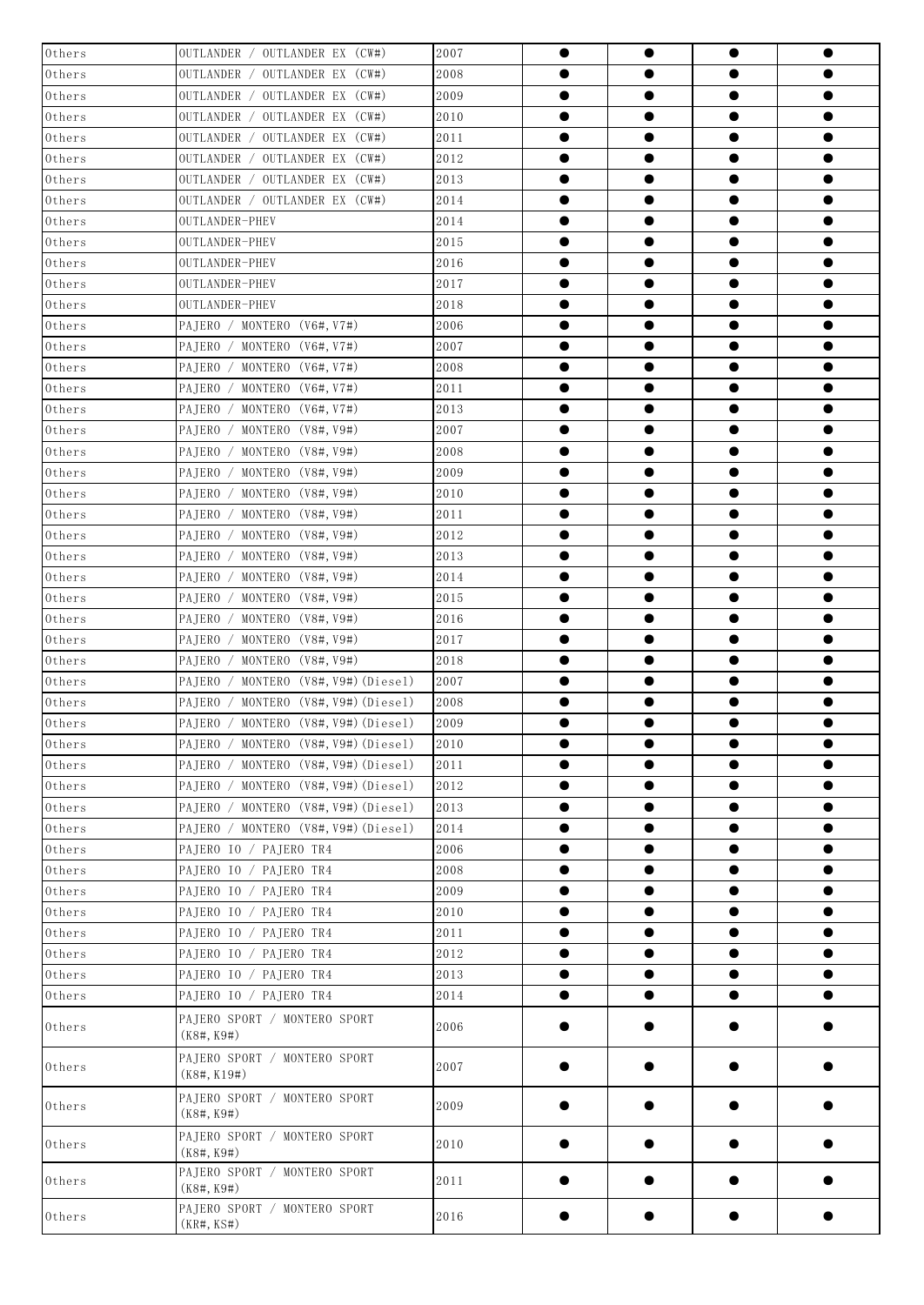| Others | OUTLANDER / OUTLANDER EX (CW#) | 2007 | ● | ● | ● | ● |
|---|---|---|---|---|---|---|
| Others | OUTLANDER / OUTLANDER EX (CW#) | 2008 | ● | ● | ● | ● |
| Others | OUTLANDER / OUTLANDER EX (CW#) | 2009 | ● | ● | ● | ● |
| Others | OUTLANDER / OUTLANDER EX (CW#) | 2010 | ● | ● | ● | ● |
| Others | OUTLANDER / OUTLANDER EX (CW#) | 2011 | ● | ● | ● | ● |
| Others | OUTLANDER / OUTLANDER EX (CW#) | 2012 | ● | ● | ● | ● |
| Others | OUTLANDER / OUTLANDER EX (CW#) | 2013 | ● | ● | ● | ● |
| Others | OUTLANDER / OUTLANDER EX (CW#) | 2014 | ● | ● | ● | ● |
| Others | OUTLANDER-PHEV | 2014 | ● | ● | ● | ● |
| Others | OUTLANDER-PHEV | 2015 | ● | ● | ● | ● |
| Others | OUTLANDER-PHEV | 2016 | ● | ● | ● | ● |
| Others | OUTLANDER-PHEV | 2017 | ● | ● | ● | ● |
| Others | OUTLANDER-PHEV | 2018 | ● | ● | ● | ● |
| Others | PAJERO / MONTERO (V6#,V7#) | 2006 | ● | ● | ● | ● |
| Others | PAJERO / MONTERO (V6#,V7#) | 2007 | ● | ● | ● | ● |
| Others | PAJERO / MONTERO (V6#,V7#) | 2008 | ● | ● | ● | ● |
| Others | PAJERO / MONTERO (V6#,V7#) | 2011 | ● | ● | ● | ● |
| Others | PAJERO / MONTERO (V6#,V7#) | 2013 | ● | ● | ● | ● |
| Others | PAJERO / MONTERO (V8#,V9#) | 2007 | ● | ● | ● | ● |
| Others | PAJERO / MONTERO (V8#,V9#) | 2008 | ● | ● | ● | ● |
| Others | PAJERO / MONTERO (V8#,V9#) | 2009 | ● | ● | ● | ● |
| Others | PAJERO / MONTERO (V8#,V9#) | 2010 | ● | ● | ● | ● |
| Others | PAJERO / MONTERO (V8#,V9#) | 2011 | ● | ● | ● | ● |
| Others | PAJERO / MONTERO (V8#,V9#) | 2012 | ● | ● | ● | ● |
| Others | PAJERO / MONTERO (V8#,V9#) | 2013 | ● | ● | ● | ● |
| Others | PAJERO / MONTERO (V8#,V9#) | 2014 | ● | ● | ● | ● |
| Others | PAJERO / MONTERO (V8#,V9#) | 2015 | ● | ● | ● | ● |
| Others | PAJERO / MONTERO (V8#,V9#) | 2016 | ● | ● | ● | ● |
| Others | PAJERO / MONTERO (V8#,V9#) | 2017 | ● | ● | ● | ● |
| Others | PAJERO / MONTERO (V8#,V9#) | 2018 | ● | ● | ● | ● |
| Others | PAJERO / MONTERO (V8#,V9#)(Diesel) | 2007 | ● | ● | ● | ● |
| Others | PAJERO / MONTERO (V8#,V9#)(Diesel) | 2008 | ● | ● | ● | ● |
| Others | PAJERO / MONTERO (V8#,V9#)(Diesel) | 2009 | ● | ● | ● | ● |
| Others | PAJERO / MONTERO (V8#,V9#)(Diesel) | 2010 | ● | ● | ● | ● |
| Others | PAJERO / MONTERO (V8#,V9#)(Diesel) | 2011 | ● | ● | ● | ● |
| Others | PAJERO / MONTERO (V8#,V9#)(Diesel) | 2012 | ● | ● | ● | ● |
| Others | PAJERO / MONTERO (V8#,V9#)(Diesel) | 2013 | ● | ● | ● | ● |
| Others | PAJERO / MONTERO (V8#,V9#)(Diesel) | 2014 | ● | ● | ● | ● |
| Others | PAJERO IO / PAJERO TR4 | 2006 | ● | ● | ● | ● |
| Others | PAJERO IO / PAJERO TR4 | 2008 | ● | ● | ● | ● |
| Others | PAJERO IO / PAJERO TR4 | 2009 | ● | ● | ● | ● |
| Others | PAJERO IO / PAJERO TR4 | 2010 | ● | ● | ● | ● |
| Others | PAJERO IO / PAJERO TR4 | 2011 | ● | ● | ● | ● |
| Others | PAJERO IO / PAJERO TR4 | 2012 | ● | ● | ● | ● |
| Others | PAJERO IO / PAJERO TR4 | 2013 | ● | ● | ● | ● |
| Others | PAJERO IO / PAJERO TR4 | 2014 | ● | ● | ● | ● |
| Others | PAJERO SPORT / MONTERO SPORT (K8#,K9#) | 2006 | ● | ● | ● | ● |
| Others | PAJERO SPORT / MONTERO SPORT (K8#,K19#) | 2007 | ● | ● | ● | ● |
| Others | PAJERO SPORT / MONTERO SPORT (K8#,K9#) | 2009 | ● | ● | ● | ● |
| Others | PAJERO SPORT / MONTERO SPORT (K8#,K9#) | 2010 | ● | ● | ● | ● |
| Others | PAJERO SPORT / MONTERO SPORT (K8#,K9#) | 2011 | ● | ● | ● | ● |
| Others | PAJERO SPORT / MONTERO SPORT (KR#,KS#) | 2016 | ● | ● | ● | ● |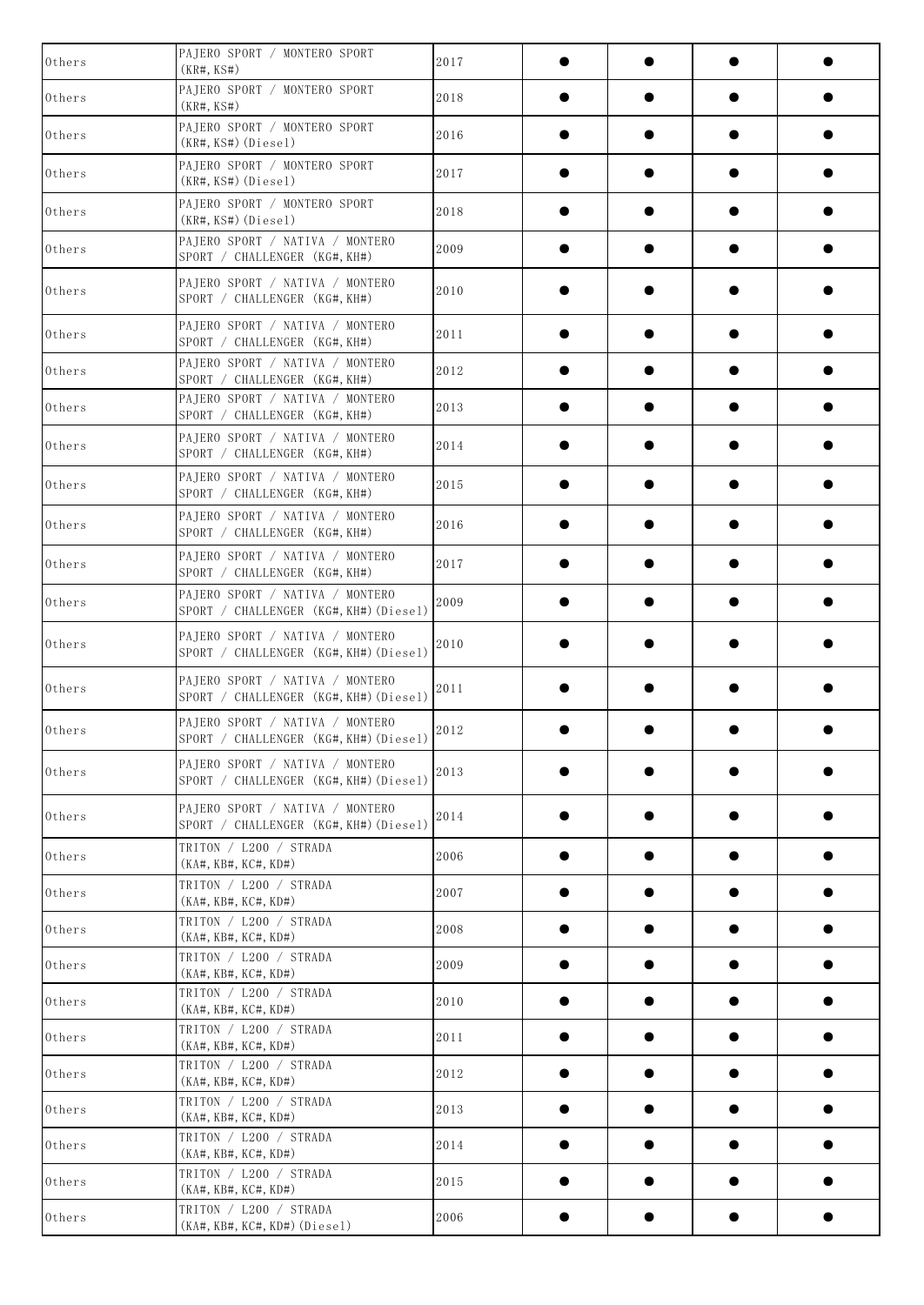| | | | | | | |
|---|---|---|---|---|---|---|
| Others | PAJERO SPORT / MONTERO SPORT (KR#, KS#) | 2017 | ● | ● | ● | ● |
| Others | PAJERO SPORT / MONTERO SPORT (KR#, KS#) | 2018 | ● | ● | ● | ● |
| Others | PAJERO SPORT / MONTERO SPORT (KR#, KS#)(Diesel) | 2016 | ● | ● | ● | ● |
| Others | PAJERO SPORT / MONTERO SPORT (KR#, KS#)(Diesel) | 2017 | ● | ● | ● | ● |
| Others | PAJERO SPORT / MONTERO SPORT (KR#, KS#)(Diesel) | 2018 | ● | ● | ● | ● |
| Others | PAJERO SPORT / NATIVA / MONTERO SPORT / CHALLENGER (KG#, KH#) | 2009 | ● | ● | ● | ● |
| Others | PAJERO SPORT / NATIVA / MONTERO SPORT / CHALLENGER (KG#, KH#) | 2010 | ● | ● | ● | ● |
| Others | PAJERO SPORT / NATIVA / MONTERO SPORT / CHALLENGER (KG#, KH#) | 2011 | ● | ● | ● | ● |
| Others | PAJERO SPORT / NATIVA / MONTERO SPORT / CHALLENGER (KG#, KH#) | 2012 | ● | ● | ● | ● |
| Others | PAJERO SPORT / NATIVA / MONTERO SPORT / CHALLENGER (KG#, KH#) | 2013 | ● | ● | ● | ● |
| Others | PAJERO SPORT / NATIVA / MONTERO SPORT / CHALLENGER (KG#, KH#) | 2014 | ● | ● | ● | ● |
| Others | PAJERO SPORT / NATIVA / MONTERO SPORT / CHALLENGER (KG#, KH#) | 2015 | ● | ● | ● | ● |
| Others | PAJERO SPORT / NATIVA / MONTERO SPORT / CHALLENGER (KG#, KH#) | 2016 | ● | ● | ● | ● |
| Others | PAJERO SPORT / NATIVA / MONTERO SPORT / CHALLENGER (KG#, KH#) | 2017 | ● | ● | ● | ● |
| Others | PAJERO SPORT / NATIVA / MONTERO SPORT / CHALLENGER (KG#, KH#)(Diesel) | 2009 | ● | ● | ● | ● |
| Others | PAJERO SPORT / NATIVA / MONTERO SPORT / CHALLENGER (KG#, KH#)(Diesel) | 2010 | ● | ● | ● | ● |
| Others | PAJERO SPORT / NATIVA / MONTERO SPORT / CHALLENGER (KG#, KH#)(Diesel) | 2011 | ● | ● | ● | ● |
| Others | PAJERO SPORT / NATIVA / MONTERO SPORT / CHALLENGER (KG#, KH#)(Diesel) | 2012 | ● | ● | ● | ● |
| Others | PAJERO SPORT / NATIVA / MONTERO SPORT / CHALLENGER (KG#, KH#)(Diesel) | 2013 | ● | ● | ● | ● |
| Others | PAJERO SPORT / NATIVA / MONTERO SPORT / CHALLENGER (KG#, KH#)(Diesel) | 2014 | ● | ● | ● | ● |
| Others | TRITON / L200 / STRADA (KA#, KB#, KC#, KD#) | 2006 | ● | ● | ● | ● |
| Others | TRITON / L200 / STRADA (KA#, KB#, KC#, KD#) | 2007 | ● | ● | ● | ● |
| Others | TRITON / L200 / STRADA (KA#, KB#, KC#, KD#) | 2008 | ● | ● | ● | ● |
| Others | TRITON / L200 / STRADA (KA#, KB#, KC#, KD#) | 2009 | ● | ● | ● | ● |
| Others | TRITON / L200 / STRADA (KA#, KB#, KC#, KD#) | 2010 | ● | ● | ● | ● |
| Others | TRITON / L200 / STRADA (KA#, KB#, KC#, KD#) | 2011 | ● | ● | ● | ● |
| Others | TRITON / L200 / STRADA (KA#, KB#, KC#, KD#) | 2012 | ● | ● | ● | ● |
| Others | TRITON / L200 / STRADA (KA#, KB#, KC#, KD#) | 2013 | ● | ● | ● | ● |
| Others | TRITON / L200 / STRADA (KA#, KB#, KC#, KD#) | 2014 | ● | ● | ● | ● |
| Others | TRITON / L200 / STRADA (KA#, KB#, KC#, KD#) | 2015 | ● | ● | ● | ● |
| Others | TRITON / L200 / STRADA (KA#, KB#, KC#, KD#)(Diesel) | 2006 | ● | ● | ● | ● |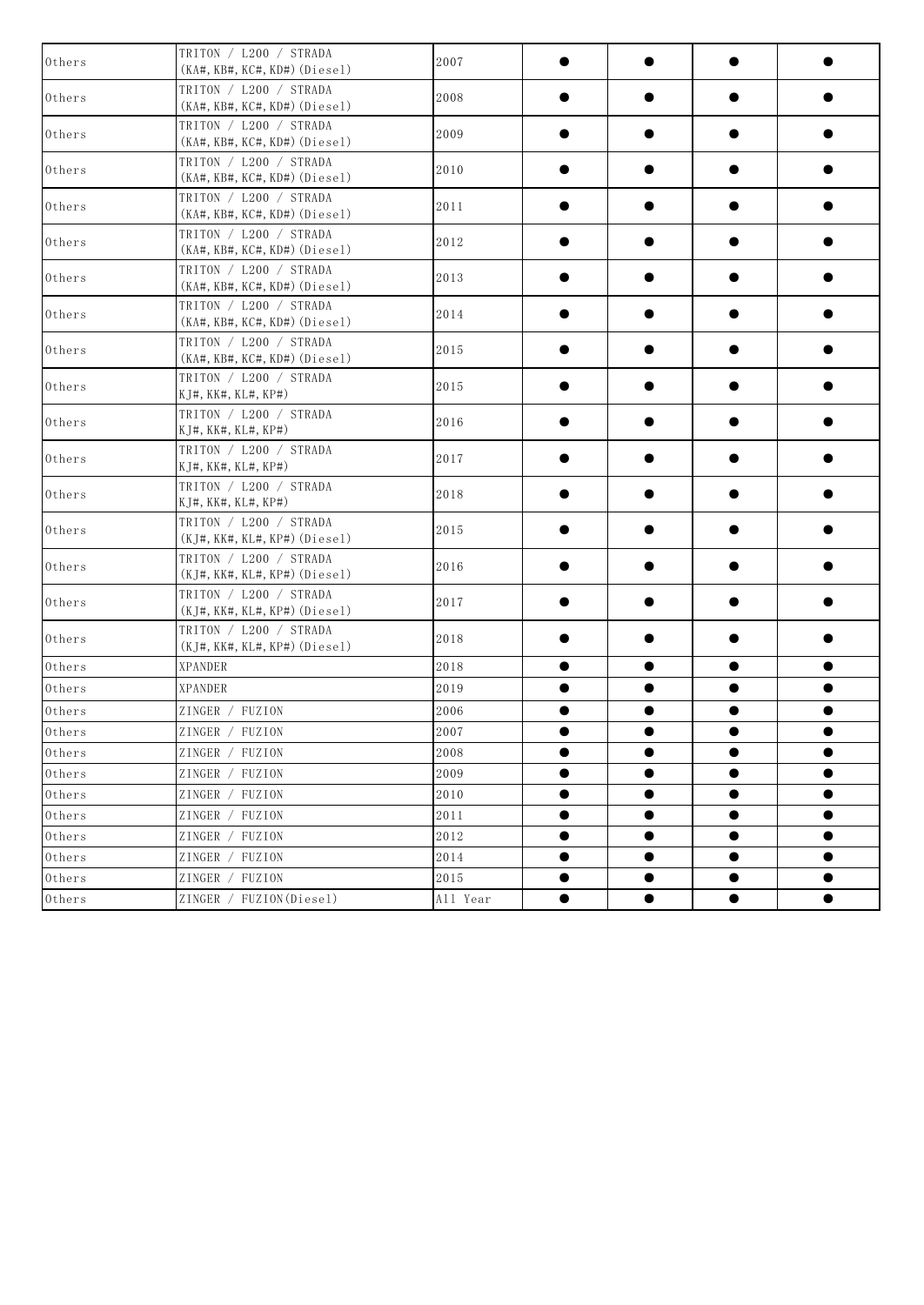| | | | | | | |
|---|---|---|---|---|---|---|
| Others | TRITON / L200 / STRADA (KA#, KB#, KC#, KD#) (Diesel) | 2007 | ● | ● | ● | ● |
| Others | TRITON / L200 / STRADA (KA#, KB#, KC#, KD#) (Diesel) | 2008 | ● | ● | ● | ● |
| Others | TRITON / L200 / STRADA (KA#, KB#, KC#, KD#) (Diesel) | 2009 | ● | ● | ● | ● |
| Others | TRITON / L200 / STRADA (KA#, KB#, KC#, KD#) (Diesel) | 2010 | ● | ● | ● | ● |
| Others | TRITON / L200 / STRADA (KA#, KB#, KC#, KD#) (Diesel) | 2011 | ● | ● | ● | ● |
| Others | TRITON / L200 / STRADA (KA#, KB#, KC#, KD#) (Diesel) | 2012 | ● | ● | ● | ● |
| Others | TRITON / L200 / STRADA (KA#, KB#, KC#, KD#) (Diesel) | 2013 | ● | ● | ● | ● |
| Others | TRITON / L200 / STRADA (KA#, KB#, KC#, KD#) (Diesel) | 2014 | ● | ● | ● | ● |
| Others | TRITON / L200 / STRADA (KA#, KB#, KC#, KD#) (Diesel) | 2015 | ● | ● | ● | ● |
| Others | TRITON / L200 / STRADA KJ#, KK#, KL#, KP#) | 2015 | ● | ● | ● | ● |
| Others | TRITON / L200 / STRADA KJ#, KK#, KL#, KP#) | 2016 | ● | ● | ● | ● |
| Others | TRITON / L200 / STRADA KJ#, KK#, KL#, KP#) | 2017 | ● | ● | ● | ● |
| Others | TRITON / L200 / STRADA KJ#, KK#, KL#, KP#) | 2018 | ● | ● | ● | ● |
| Others | TRITON / L200 / STRADA (KJ#, KK#, KL#, KP#) (Diesel) | 2015 | ● | ● | ● | ● |
| Others | TRITON / L200 / STRADA (KJ#, KK#, KL#, KP#) (Diesel) | 2016 | ● | ● | ● | ● |
| Others | TRITON / L200 / STRADA (KJ#, KK#, KL#, KP#) (Diesel) | 2017 | ● | ● | ● | ● |
| Others | TRITON / L200 / STRADA (KJ#, KK#, KL#, KP#) (Diesel) | 2018 | ● | ● | ● | ● |
| Others | XPANDER | 2018 | ● | ● | ● | ● |
| Others | XPANDER | 2019 | ● | ● | ● | ● |
| Others | ZINGER / FUZION | 2006 | ● | ● | ● | ● |
| Others | ZINGER / FUZION | 2007 | ● | ● | ● | ● |
| Others | ZINGER / FUZION | 2008 | ● | ● | ● | ● |
| Others | ZINGER / FUZION | 2009 | ● | ● | ● | ● |
| Others | ZINGER / FUZION | 2010 | ● | ● | ● | ● |
| Others | ZINGER / FUZION | 2011 | ● | ● | ● | ● |
| Others | ZINGER / FUZION | 2012 | ● | ● | ● | ● |
| Others | ZINGER / FUZION | 2014 | ● | ● | ● | ● |
| Others | ZINGER / FUZION | 2015 | ● | ● | ● | ● |
| Others | ZINGER / FUZION(Diesel) | All Year | ● | ● | ● | ● |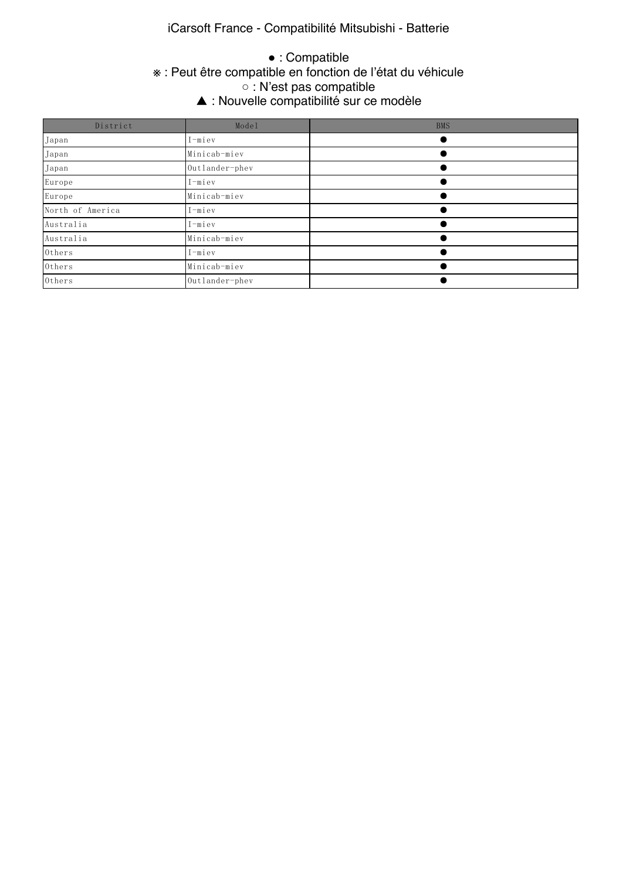# iCarsoft France - Compatibilité Mitsubishi - Batterie

● : Compatible
※ : Peut être compatible en fonction de l'état du véhicule
○ : N'est pas compatible
▲ : Nouvelle compatibilité sur ce modèle

| District | Model | BMS |
|---|---|---|
| Japan | I-miev | ● |
| Japan | Minicab-miev | ● |
| Japan | Outlander-phev | ● |
| Europe | I-miev | ● |
| Europe | Minicab-miev | ● |
| North of America | I-miev | ● |
| Australia | I-miev | ● |
| Australia | Minicab-miev | ● |
| Others | I-miev | ● |
| Others | Minicab-miev | ● |
| Others | Outlander-phev | ● |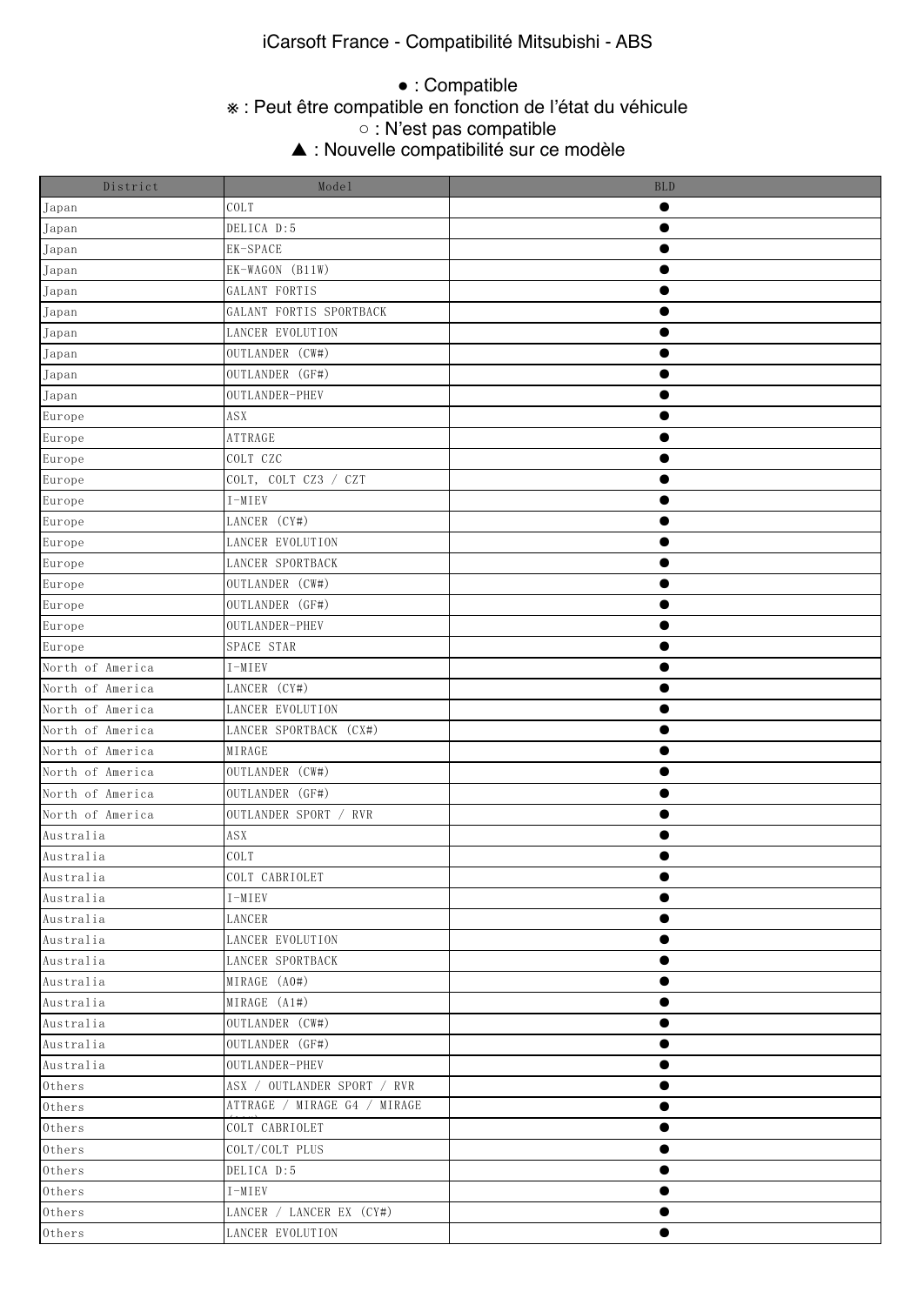# iCarsoft France - Compatibilité Mitsubishi - ABS

● : Compatible
※ : Peut être compatible en fonction de l’état du véhicule
○ : N’est pas compatible
▲ : Nouvelle compatibilité sur ce modèle

| District | Model | BLD |
|---|---|---|
| Japan | COLT | ● |
| Japan | DELICA D:5 | ● |
| Japan | EK-SPACE | ● |
| Japan | EK-WAGON (B11W) | ● |
| Japan | GALANT FORTIS | ● |
| Japan | GALANT FORTIS SPORTBACK | ● |
| Japan | LANCER EVOLUTION | ● |
| Japan | OUTLANDER (CW#) | ● |
| Japan | OUTLANDER (GF#) | ● |
| Japan | OUTLANDER-PHEV | ● |
| Europe | ASX | ● |
| Europe | ATTRAGE | ● |
| Europe | COLT CZC | ● |
| Europe | COLT, COLT CZ3 / CZT | ● |
| Europe | I-MIEV | ● |
| Europe | LANCER (CY#) | ● |
| Europe | LANCER EVOLUTION | ● |
| Europe | LANCER SPORTBACK | ● |
| Europe | OUTLANDER (CW#) | ● |
| Europe | OUTLANDER (GF#) | ● |
| Europe | OUTLANDER-PHEV | ● |
| Europe | SPACE STAR | ● |
| North of America | I-MIEV | ● |
| North of America | LANCER (CY#) | ● |
| North of America | LANCER EVOLUTION | ● |
| North of America | LANCER SPORTBACK (CX#) | ● |
| North of America | MIRAGE | ● |
| North of America | OUTLANDER (CW#) | ● |
| North of America | OUTLANDER (GF#) | ● |
| North of America | OUTLANDER SPORT / RVR | ● |
| Australia | ASX | ● |
| Australia | COLT | ● |
| Australia | COLT CABRIOLET | ● |
| Australia | I-MIEV | ● |
| Australia | LANCER | ● |
| Australia | LANCER EVOLUTION | ● |
| Australia | LANCER SPORTBACK | ● |
| Australia | MIRAGE (A0#) | ● |
| Australia | MIRAGE (A1#) | ● |
| Australia | OUTLANDER (CW#) | ● |
| Australia | OUTLANDER (GF#) | ● |
| Australia | OUTLANDER-PHEV | ● |
| Others | ASX / OUTLANDER SPORT / RVR | ● |
| Others | ATTRAGE / MIRAGE G4 / MIRAGE | ● |
| Others | COLT CABRIOLET | ● |
| Others | COLT/COLT PLUS | ● |
| Others | DELICA D:5 | ● |
| Others | I-MIEV | ● |
| Others | LANCER / LANCER EX (CY#) | ● |
| Others | LANCER EVOLUTION | ● |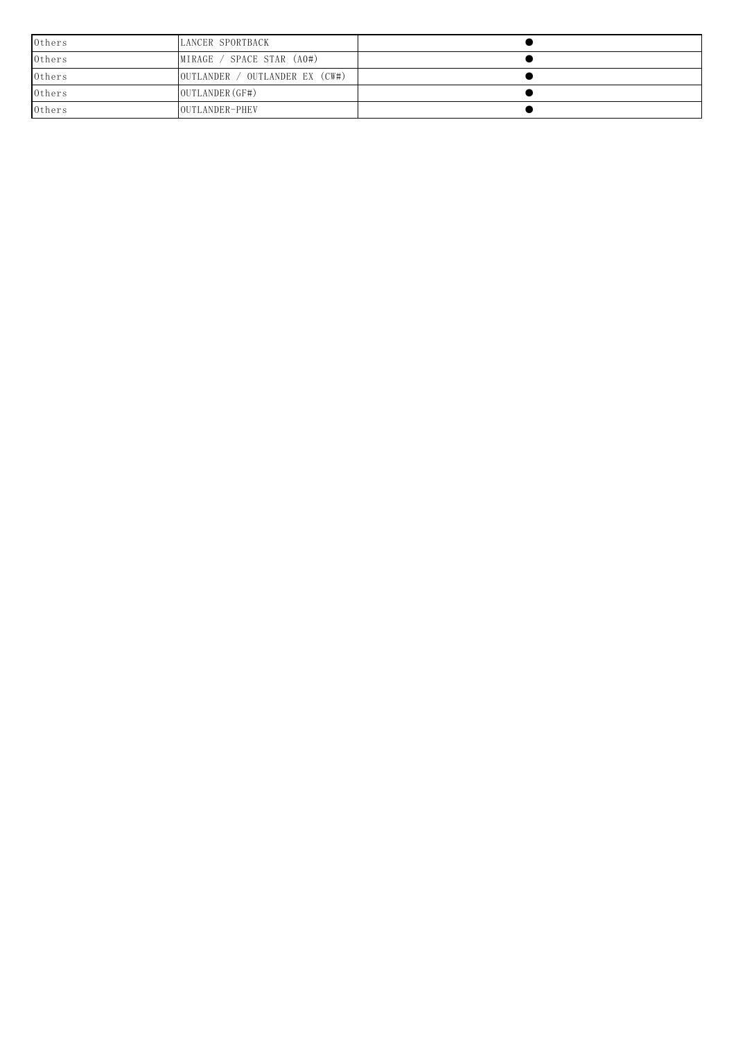| | | |
|---|---|---|
| Others | LANCER SPORTBACK | ● |
| Others | MIRAGE / SPACE STAR (A0#) | ● |
| Others | OUTLANDER / OUTLANDER EX (CW#) | ● |
| Others | OUTLANDER(GF#) | ● |
| Others | OUTLANDER-PHEV | ● |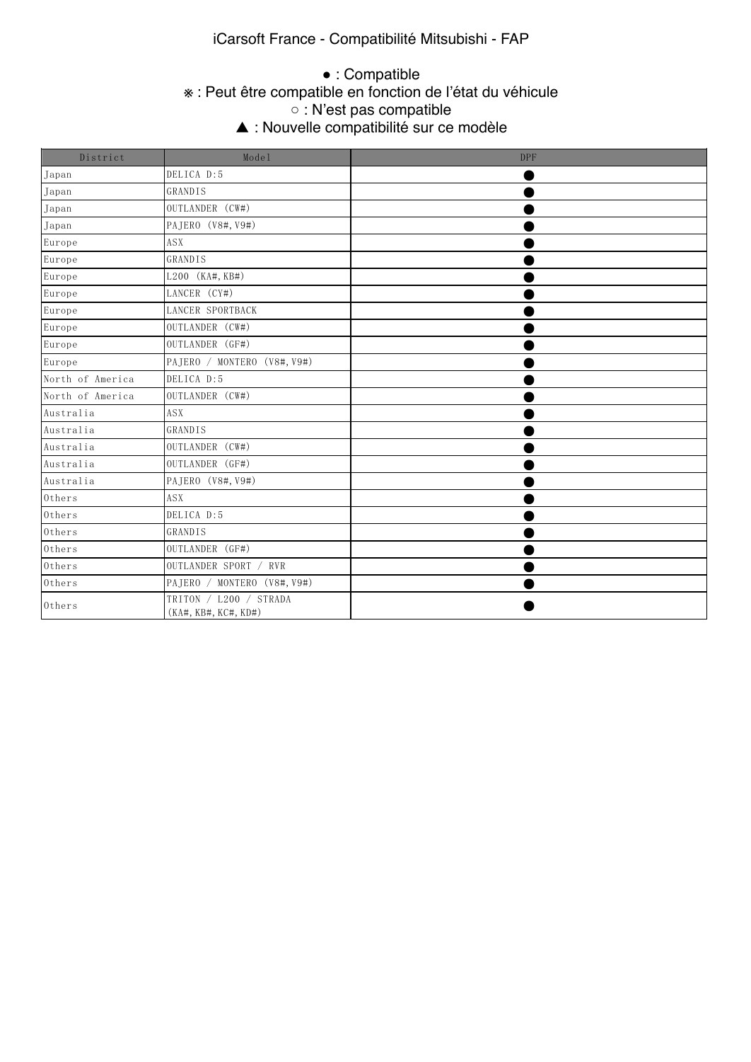# iCarsoft France - Compatibilité Mitsubishi - FAP

● : Compatible
※ : Peut être compatible en fonction de l'état du véhicule
○ : N'est pas compatible
▲ : Nouvelle compatibilité sur ce modèle

| District | Model | DPF |
|---|---|---|
| Japan | DELICA D:5 | ● |
| Japan | GRANDIS | ● |
| Japan | OUTLANDER (CW#) | ● |
| Japan | PAJERO (V8#,V9#) | ● |
| Europe | ASX | ● |
| Europe | GRANDIS | ● |
| Europe | L200 (KA#,KB#) | ● |
| Europe | LANCER (CY#) | ● |
| Europe | LANCER SPORTBACK | ● |
| Europe | OUTLANDER (CW#) | ● |
| Europe | OUTLANDER (GF#) | ● |
| Europe | PAJERO / MONTERO (V8#,V9#) | ● |
| North of America | DELICA D:5 | ● |
| North of America | OUTLANDER (CW#) | ● |
| Australia | ASX | ● |
| Australia | GRANDIS | ● |
| Australia | OUTLANDER (CW#) | ● |
| Australia | OUTLANDER (GF#) | ● |
| Australia | PAJERO (V8#,V9#) | ● |
| Others | ASX | ● |
| Others | DELICA D:5 | ● |
| Others | GRANDIS | ● |
| Others | OUTLANDER (GF#) | ● |
| Others | OUTLANDER SPORT / RVR | ● |
| Others | PAJERO / MONTERO (V8#,V9#) | ● |
| Others | TRITON / L200 / STRADA (KA#,KB#,KC#,KD#) | ● |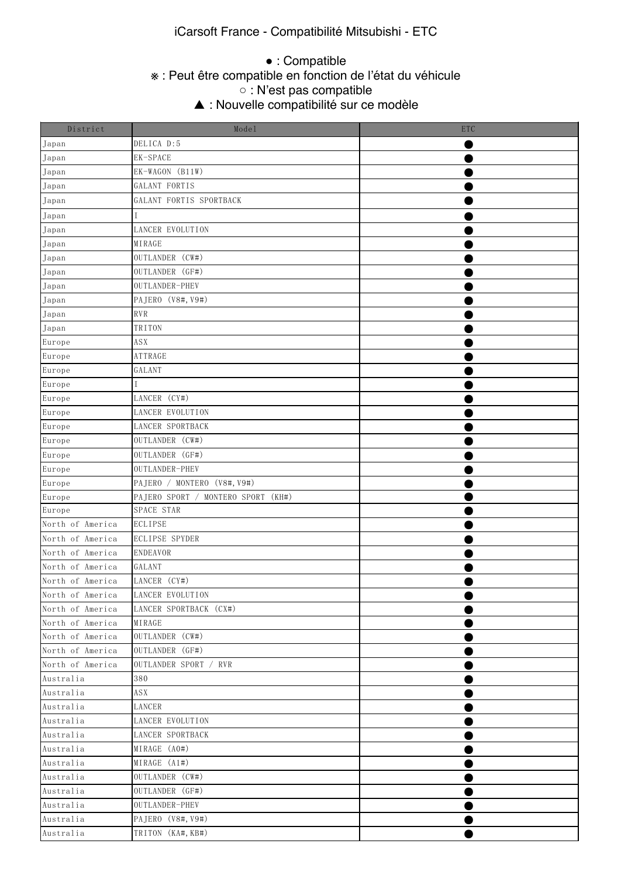iCarsoft France - Compatibilité Mitsubishi - ETC

● : Compatible
※ : Peut être compatible en fonction de l'état du véhicule
○ : N'est pas compatible
▲ : Nouvelle compatibilité sur ce modèle

| District | Model | ETC |
|---|---|---|
| Japan | DELICA D:5 | ● |
| Japan | EK-SPACE | ● |
| Japan | EK-WAGON (B11W) | ● |
| Japan | GALANT FORTIS | ● |
| Japan | GALANT FORTIS SPORTBACK | ● |
| Japan | I | ● |
| Japan | LANCER EVOLUTION | ● |
| Japan | MIRAGE | ● |
| Japan | OUTLANDER (CW#) | ● |
| Japan | OUTLANDER (GF#) | ● |
| Japan | OUTLANDER-PHEV | ● |
| Japan | PAJERO (V8#,V9#) | ● |
| Japan | RVR | ● |
| Japan | TRITON | ● |
| Europe | ASX | ● |
| Europe | ATTRAGE | ● |
| Europe | GALANT | ● |
| Europe | I | ● |
| Europe | LANCER (CY#) | ● |
| Europe | LANCER EVOLUTION | ● |
| Europe | LANCER SPORTBACK | ● |
| Europe | OUTLANDER (CW#) | ● |
| Europe | OUTLANDER (GF#) | ● |
| Europe | OUTLANDER-PHEV | ● |
| Europe | PAJERO / MONTERO (V8#,V9#) | ● |
| Europe | PAJERO SPORT / MONTERO SPORT (KH#) | ● |
| Europe | SPACE STAR | ● |
| North of America | ECLIPSE | ● |
| North of America | ECLIPSE SPYDER | ● |
| North of America | ENDEAVOR | ● |
| North of America | GALANT | ● |
| North of America | LANCER (CY#) | ● |
| North of America | LANCER EVOLUTION | ● |
| North of America | LANCER SPORTBACK (CX#) | ● |
| North of America | MIRAGE | ● |
| North of America | OUTLANDER (CW#) | ● |
| North of America | OUTLANDER (GF#) | ● |
| North of America | OUTLANDER SPORT / RVR | ● |
| Australia | 380 | ● |
| Australia | ASX | ● |
| Australia | LANCER | ● |
| Australia | LANCER EVOLUTION | ● |
| Australia | LANCER SPORTBACK | ● |
| Australia | MIRAGE (A0#) | ● |
| Australia | MIRAGE (A1#) | ● |
| Australia | OUTLANDER (CW#) | ● |
| Australia | OUTLANDER (GF#) | ● |
| Australia | OUTLANDER-PHEV | ● |
| Australia | PAJERO (V8#,V9#) | ● |
| Australia | TRITON (KA#,KB#) | ● |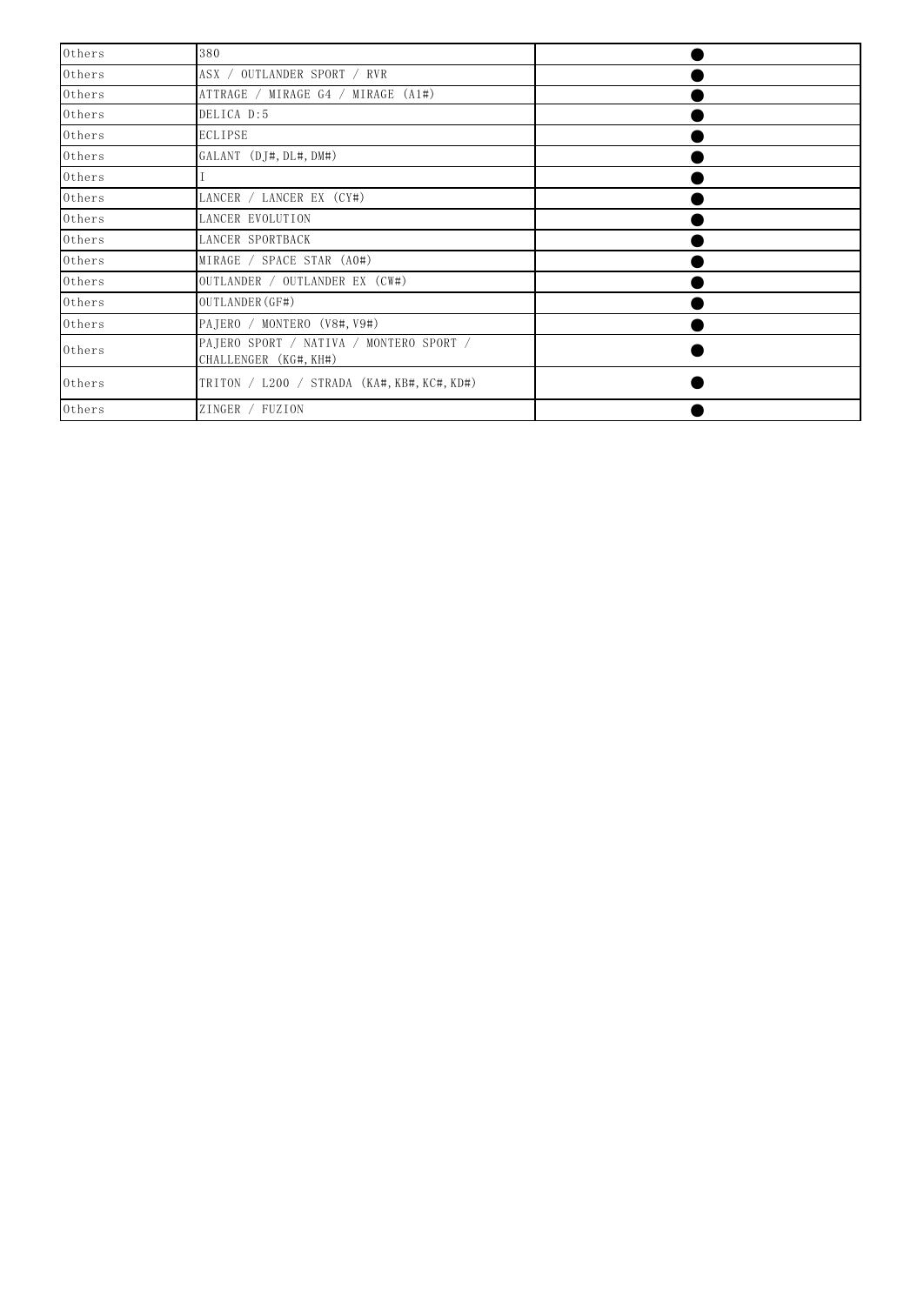| Others | 380 | ● |
|---|---|---|
| Others | ASX / OUTLANDER SPORT / RVR | ● |
| Others | ATTRAGE / MIRAGE G4 / MIRAGE (A1#) | ● |
| Others | DELICA D:5 | ● |
| Others | ECLIPSE | ● |
| Others | GALANT (DJ#,DL#,DM#) | ● |
| Others | I | ● |
| Others | LANCER / LANCER EX (CY#) | ● |
| Others | LANCER EVOLUTION | ● |
| Others | LANCER SPORTBACK | ● |
| Others | MIRAGE / SPACE STAR (A0#) | ● |
| Others | OUTLANDER / OUTLANDER EX (CW#) | ● |
| Others | OUTLANDER(GF#) | ● |
| Others | PAJERO / MONTERO (V8#,V9#) | ● |
| Others | PAJERO SPORT / NATIVA / MONTERO SPORT / CHALLENGER (KG#,KH#) | ● |
| Others | TRITON / L200 / STRADA (KA#,KB#,KC#,KD#) | ● |
| Others | ZINGER / FUZION | ● |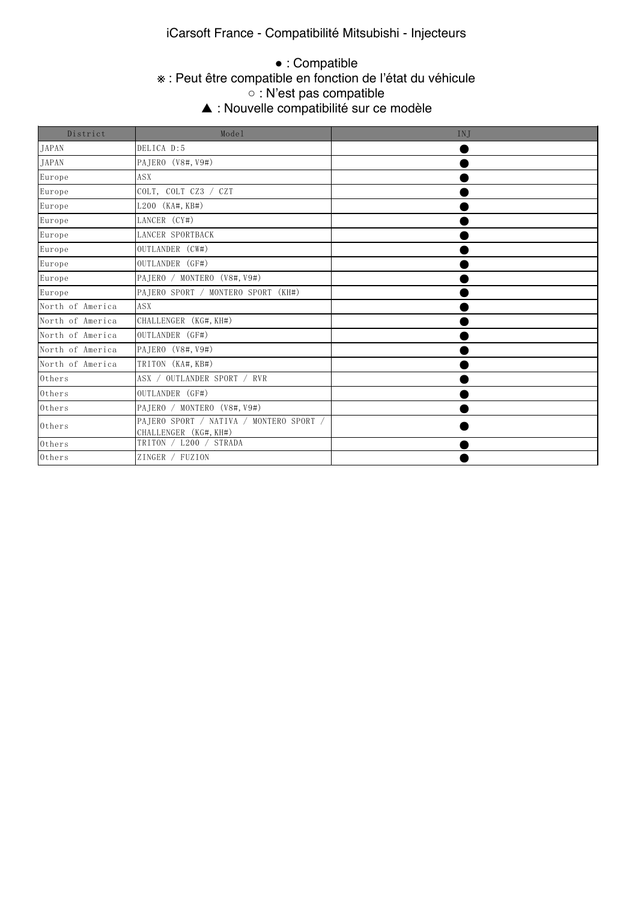# iCarsoft France - Compatibilité Mitsubishi - Injecteurs

● : Compatible
※ : Peut être compatible en fonction de l'état du véhicule
○ : N'est pas compatible
▲ : Nouvelle compatibilité sur ce modèle

| District | Model | INJ |
|---|---|---|
| JAPAN | DELICA D:5 | ● |
| JAPAN | PAJERO (V8#,V9#) | ● |
| Europe | ASX | ● |
| Europe | COLT, COLT CZ3 / CZT | ● |
| Europe | L200 (KA#,KB#) | ● |
| Europe | LANCER (CY#) | ● |
| Europe | LANCER SPORTBACK | ● |
| Europe | OUTLANDER (CW#) | ● |
| Europe | OUTLANDER (GF#) | ● |
| Europe | PAJERO / MONTERO (V8#,V9#) | ● |
| Europe | PAJERO SPORT / MONTERO SPORT (KH#) | ● |
| North of America | ASX | ● |
| North of America | CHALLENGER (KG#,KH#) | ● |
| North of America | OUTLANDER (GF#) | ● |
| North of America | PAJERO (V8#,V9#) | ● |
| North of America | TRITON (KA#,KB#) | ● |
| Others | ASX / OUTLANDER SPORT / RVR | ● |
| Others | OUTLANDER (GF#) | ● |
| Others | PAJERO / MONTERO (V8#,V9#) | ● |
| Others | PAJERO SPORT / NATIVA / MONTERO SPORT / CHALLENGER (KG#,KH#) | ● |
| Others | TRITON / L200 / STRADA | ● |
| Others | ZINGER / FUZION | ● |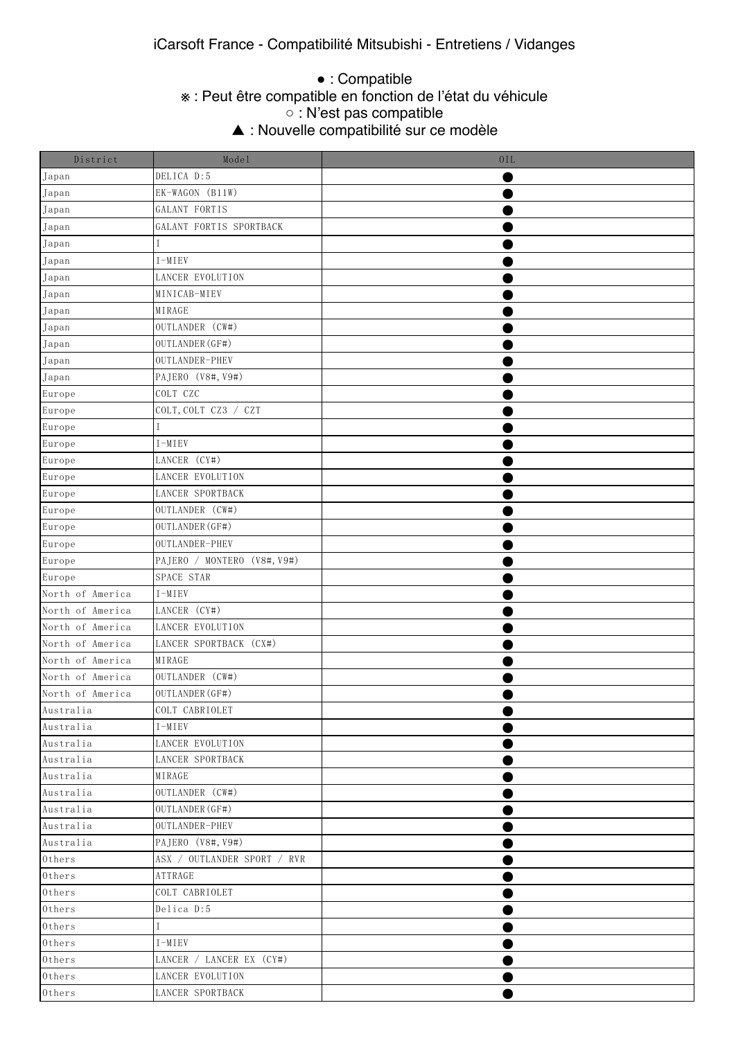iCarsoft France - Compatibilité Mitsubishi - Entretiens / Vidanges

● : Compatible
※ : Peut être compatible en fonction de l'état du véhicule
○ : N'est pas compatible
▲ : Nouvelle compatibilité sur ce modèle

| District | Model | OIL |
|---|---|---|
| Japan | DELICA D:5 | ● |
| Japan | EK-WAGON (B11W) | ● |
| Japan | GALANT FORTIS | ● |
| Japan | GALANT FORTIS SPORTBACK | ● |
| Japan | I | ● |
| Japan | I-MIEV | ● |
| Japan | LANCER EVOLUTION | ● |
| Japan | MINICAB-MIEV | ● |
| Japan | MIRAGE | ● |
| Japan | OUTLANDER (CW#) | ● |
| Japan | OUTLANDER(GF#) | ● |
| Japan | OUTLANDER-PHEV | ● |
| Japan | PAJERO (V8#,V9#) | ● |
| Europe | COLT CZC | ● |
| Europe | COLT,COLT CZ3 / CZT | ● |
| Europe | I | ● |
| Europe | I-MIEV | ● |
| Europe | LANCER (CY#) | ● |
| Europe | LANCER EVOLUTION | ● |
| Europe | LANCER SPORTBACK | ● |
| Europe | OUTLANDER (CW#) | ● |
| Europe | OUTLANDER(GF#) | ● |
| Europe | OUTLANDER-PHEV | ● |
| Europe | PAJERO / MONTERO (V8#,V9#) | ● |
| Europe | SPACE STAR | ● |
| North of America | I-MIEV | ● |
| North of America | LANCER (CY#) | ● |
| North of America | LANCER EVOLUTION | ● |
| North of America | LANCER SPORTBACK (CX#) | ● |
| North of America | MIRAGE | ● |
| North of America | OUTLANDER (CW#) | ● |
| North of America | OUTLANDER(GF#) | ● |
| Australia | COLT CABRIOLET | ● |
| Australia | I-MIEV | ● |
| Australia | LANCER EVOLUTION | ● |
| Australia | LANCER SPORTBACK | ● |
| Australia | MIRAGE | ● |
| Australia | OUTLANDER (CW#) | ● |
| Australia | OUTLANDER(GF#) | ● |
| Australia | OUTLANDER-PHEV | ● |
| Australia | PAJERO (V8#,V9#) | ● |
| Others | ASX / OUTLANDER SPORT / RVR | ● |
| Others | ATTRAGE | ● |
| Others | COLT CABRIOLET | ● |
| Others | Delica D:5 | ● |
| Others | I | ● |
| Others | I-MIEV | ● |
| Others | LANCER / LANCER EX (CY#) | ● |
| Others | LANCER EVOLUTION | ● |
| Others | LANCER SPORTBACK | ● |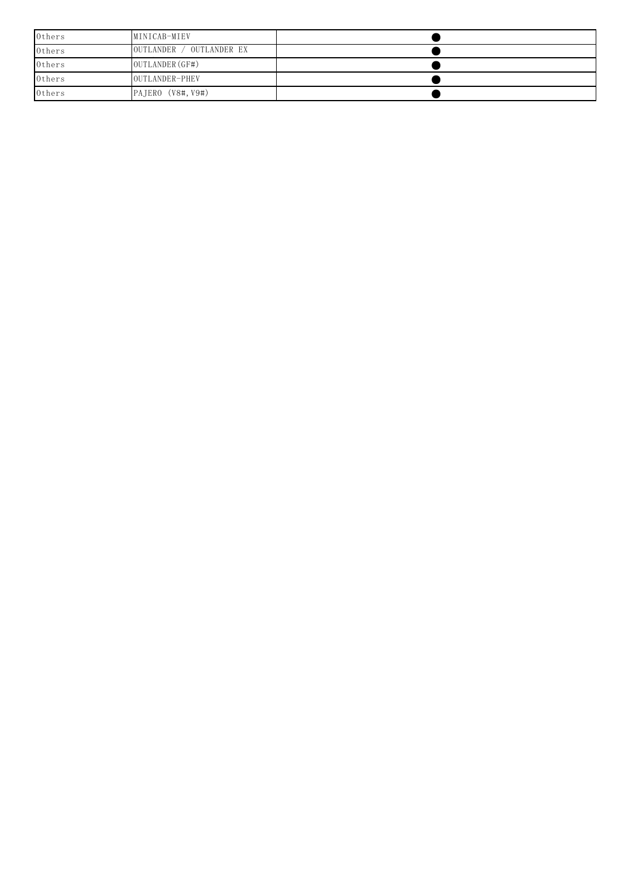| Others | MINICAB-MIEV | ● |
|---|---|---|
| Others | OUTLANDER / OUTLANDER EX | ● |
| Others | OUTLANDER(GF#) | ● |
| Others | OUTLANDER-PHEV | ● |
| Others | PAJERO (V8#,V9#) | ● |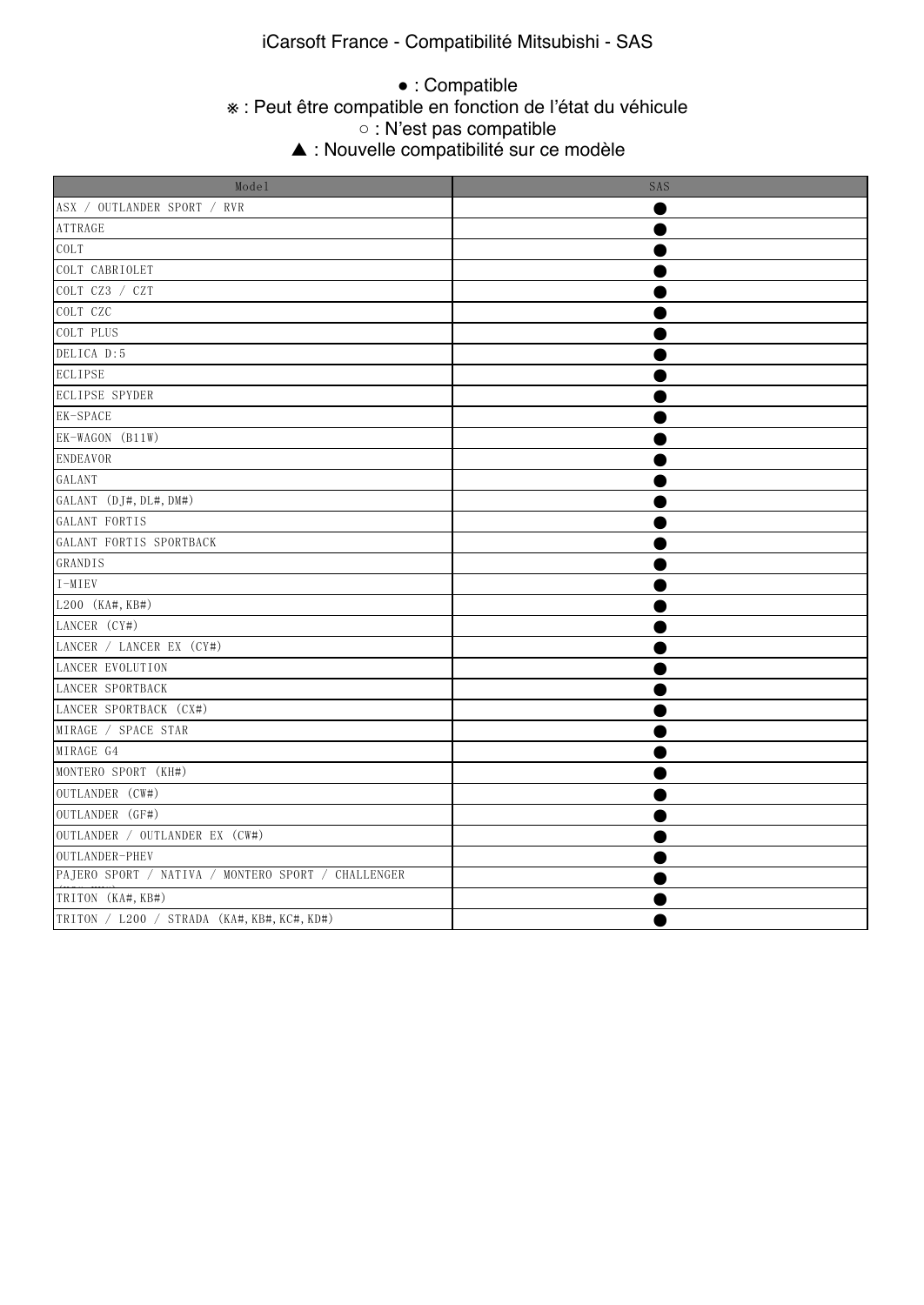iCarsoft France - Compatibilité Mitsubishi - SAS

● : Compatible
※ : Peut être compatible en fonction de l'état du véhicule
○ : N'est pas compatible
▲ : Nouvelle compatibilité sur ce modèle

| Model | SAS |
|---|---|
| ASX / OUTLANDER SPORT / RVR | ● |
| ATTRAGE | ● |
| COLT | ● |
| COLT CABRIOLET | ● |
| COLT CZ3 / CZT | ● |
| COLT CZC | ● |
| COLT PLUS | ● |
| DELICA D:5 | ● |
| ECLIPSE | ● |
| ECLIPSE SPYDER | ● |
| EK-SPACE | ● |
| EK-WAGON (B11W) | ● |
| ENDEAVOR | ● |
| GALANT | ● |
| GALANT (DJ#,DL#,DM#) | ● |
| GALANT FORTIS | ● |
| GALANT FORTIS SPORTBACK | ● |
| GRANDIS | ● |
| I-MIEV | ● |
| L200 (KA#,KB#) | ● |
| LANCER (CY#) | ● |
| LANCER / LANCER EX (CY#) | ● |
| LANCER EVOLUTION | ● |
| LANCER SPORTBACK | ● |
| LANCER SPORTBACK (CX#) | ● |
| MIRAGE / SPACE STAR | ● |
| MIRAGE G4 | ● |
| MONTERO SPORT (KH#) | ● |
| OUTLANDER (CW#) | ● |
| OUTLANDER (GF#) | ● |
| OUTLANDER / OUTLANDER EX (CW#) | ● |
| OUTLANDER-PHEV | ● |
| PAJERO SPORT / NATIVA / MONTERO SPORT / CHALLENGER | ● |
| TRITON (KA#,KB#) | ● |
| TRITON / L200 / STRADA (KA#,KB#,KC#,KD#) | ● |